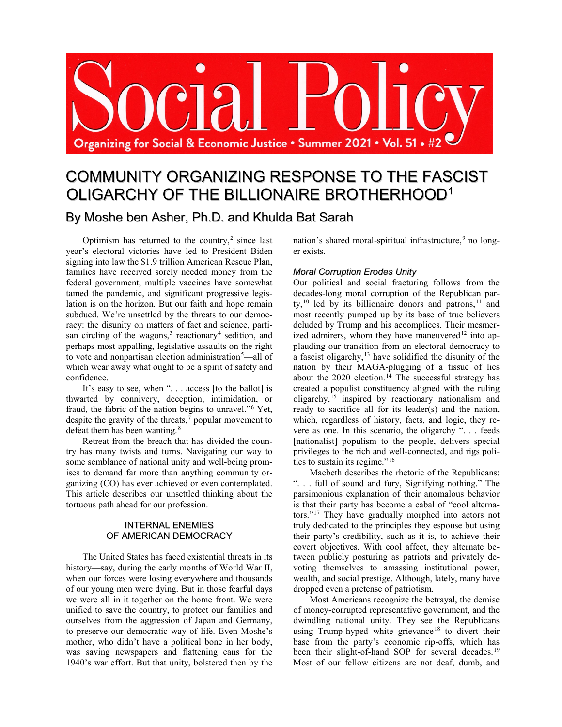Social Policy

Organizing for Social & Economic Justice • Summer 2021 • Vol. 51 • #2

# COMMUNITY ORGANIZING RESPONSE TO THE FASCIST OLIGARCHY OF THE BILLIONAIRE BROTHERHOOD[1]

## By Moshe ben Asher, Ph.D. and Khulda Bat Sarah

Optimism has returned to the country,[2] since last year's electoral victories have led to President Biden signing into law the $1.9 trillion American Rescue Plan, families have received sorely needed money from the federal government, multiple vaccines have somewhat tamed the pandemic, and significant progressive legislation is on the horizon. But our faith and hope remain subdued. We're unsettled by the threats to our democracy: the disunity on matters of fact and science, partisan circling of the wagons,[3] reactionary[4] sedition, and perhaps most appalling, legislative assaults on the right to vote and nonpartisan election administration[5]—all of which wear away what ought to be a spirit of safety and confidence.

It's easy to see, when ". . . access [to the ballot] is thwarted by connivery, deception, intimidation, or fraud, the fabric of the nation begins to unravel."[6] Yet, despite the gravity of the threats,[7] popular movement to defeat them has been wanting.[8]

Retreat from the breach that has divided the country has many twists and turns. Navigating our way to some semblance of national unity and well-being promises to demand far more than anything community organizing (CO) has ever achieved or even contemplated. This article describes our unsettled thinking about the tortuous path ahead for our profession.

### INTERNAL ENEMIES OF AMERICAN DEMOCRACY

The United States has faced existential threats in its history—say, during the early months of World War II, when our forces were losing everywhere and thousands of our young men were dying. But in those fearful days we were all in it together on the home front. We were unified to save the country, to protect our families and ourselves from the aggression of Japan and Germany, to preserve our democratic way of life. Even Moshe's mother, who didn't have a political bone in her body, was saving newspapers and flattening cans for the 1940's war effort. But that unity, bolstered then by the nation's shared moral-spiritual infrastructure,[9] no longer exists.

#### *Moral Corruption Erodes Unity*

Our political and social fracturing follows from the decades-long moral corruption of the Republican party,[10] led by its billionaire donors and patrons,[11] and most recently pumped up by its base of true believers deluded by Trump and his accomplices. Their mesmerized admirers, whom they have maneuvered[12] into applauding our transition from an electoral democracy to a fascist oligarchy,[13] have solidified the disunity of the nation by their MAGA-plugging of a tissue of lies about the 2020 election.[14] The successful strategy has created a populist constituency aligned with the ruling oligarchy,[15] inspired by reactionary nationalism and ready to sacrifice all for its leader(s) and the nation, which, regardless of history, facts, and logic, they revere as one. In this scenario, the oligarchy ". . . feeds [nationalist] populism to the people, delivers special privileges to the rich and well-connected, and rigs politics to sustain its regime."[16]

Macbeth describes the rhetoric of the Republicans: ". . . full of sound and fury, Signifying nothing." The parsimonious explanation of their anomalous behavior is that their party has become a cabal of "cool alternators."[17] They have gradually morphed into actors not truly dedicated to the principles they espouse but using their party's credibility, such as it is, to achieve their covert objectives. With cool affect, they alternate between publicly posturing as patriots and privately devoting themselves to amassing institutional power, wealth, and social prestige. Although, lately, many have dropped even a pretense of patriotism.

Most Americans recognize the betrayal, the demise of money-corrupted representative government, and the dwindling national unity. They see the Republicans using Trump-hyped white grievance[18] to divert their base from the party's economic rip-offs, which has been their slight-of-hand SOP for several decades.[19] Most of our fellow citizens are not deaf, dumb, and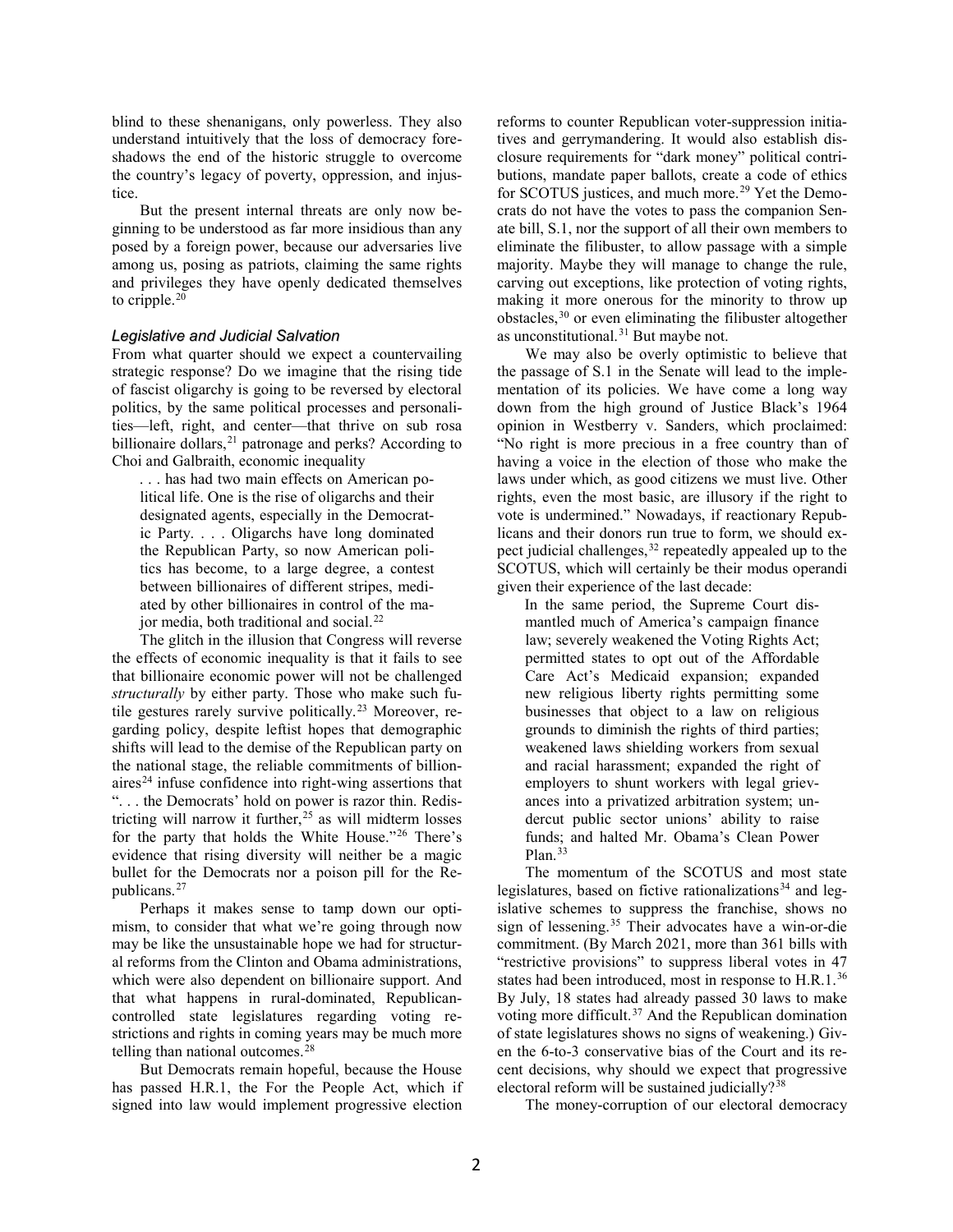blind to these shenanigans, only powerless. They also understand intuitively that the loss of democracy foreshadows the end of the historic struggle to overcome the country's legacy of poverty, oppression, and injustice.

But the present internal threats are only now beginning to be understood as far more insidious than any posed by a foreign power, because our adversaries live among us, posing as patriots, claiming the same rights and privileges they have openly dedicated themselves to cripple.[20]

### *Legislative and Judicial Salvation*

From what quarter should we expect a countervailing strategic response? Do we imagine that the rising tide of fascist oligarchy is going to be reversed by electoral politics, by the same political processes and personalities—left, right, and center—that thrive on sub rosa billionaire dollars,[21] patronage and perks? According to Choi and Galbraith, economic inequality

> . . . has had two main effects on American political life. One is the rise of oligarchs and their designated agents, especially in the Democratic Party. . . . Oligarchs have long dominated the Republican Party, so now American politics has become, to a large degree, a contest between billionaires of different stripes, mediated by other billionaires in control of the major media, both traditional and social.[22]

The glitch in the illusion that Congress will reverse the effects of economic inequality is that it fails to see that billionaire economic power will not be challenged *structurally* by either party. Those who make such futile gestures rarely survive politically.[23] Moreover, regarding policy, despite leftist hopes that demographic shifts will lead to the demise of the Republican party on the national stage, the reliable commitments of billionaires[24] infuse confidence into right-wing assertions that ". . . the Democrats' hold on power is razor thin. Redistricting will narrow it further,[25] as will midterm losses for the party that holds the White House."[26] There's evidence that rising diversity will neither be a magic bullet for the Democrats nor a poison pill for the Republicans.[27]

Perhaps it makes sense to tamp down our optimism, to consider that what we're going through now may be like the unsustainable hope we had for structural reforms from the Clinton and Obama administrations, which were also dependent on billionaire support. And that what happens in rural-dominated, Republican-controlled state legislatures regarding voting restrictions and rights in coming years may be much more telling than national outcomes.[28]

But Democrats remain hopeful, because the House has passed H.R.1, the For the People Act, which if signed into law would implement progressive election reforms to counter Republican voter-suppression initiatives and gerrymandering. It would also establish disclosure requirements for "dark money" political contributions, mandate paper ballots, create a code of ethics for SCOTUS justices, and much more.[29] Yet the Democrats do not have the votes to pass the companion Senate bill, S.1, nor the support of all their own members to eliminate the filibuster, to allow passage with a simple majority. Maybe they will manage to change the rule, carving out exceptions, like protection of voting rights, making it more onerous for the minority to throw up obstacles,[30] or even eliminating the filibuster altogether as unconstitutional.[31] But maybe not.

We may also be overly optimistic to believe that the passage of S.1 in the Senate will lead to the implementation of its policies. We have come a long way down from the high ground of Justice Black's 1964 opinion in Westberry v. Sanders, which proclaimed: "No right is more precious in a free country than of having a voice in the election of those who make the laws under which, as good citizens we must live. Other rights, even the most basic, are illusory if the right to vote is undermined." Nowadays, if reactionary Republicans and their donors run true to form, we should expect judicial challenges,[32] repeatedly appealed up to the SCOTUS, which will certainly be their modus operandi given their experience of the last decade:

> In the same period, the Supreme Court dismantled much of America's campaign finance law; severely weakened the Voting Rights Act; permitted states to opt out of the Affordable Care Act's Medicaid expansion; expanded new religious liberty rights permitting some businesses that object to a law on religious grounds to diminish the rights of third parties; weakened laws shielding workers from sexual and racial harassment; expanded the right of employers to shunt workers with legal grievances into a privatized arbitration system; undercut public sector unions' ability to raise funds; and halted Mr. Obama's Clean Power Plan.[33]

The momentum of the SCOTUS and most state legislatures, based on fictive rationalizations[34] and legislative schemes to suppress the franchise, shows no sign of lessening.[35] Their advocates have a win-or-die commitment. (By March 2021, more than 361 bills with "restrictive provisions" to suppress liberal votes in 47 states had been introduced, most in response to H.R.1.[36] By July, 18 states had already passed 30 laws to make voting more difficult.[37] And the Republican domination of state legislatures shows no signs of weakening.) Given the 6-to-3 conservative bias of the Court and its recent decisions, why should we expect that progressive electoral reform will be sustained judicially?[38]

The money-corruption of our electoral democracy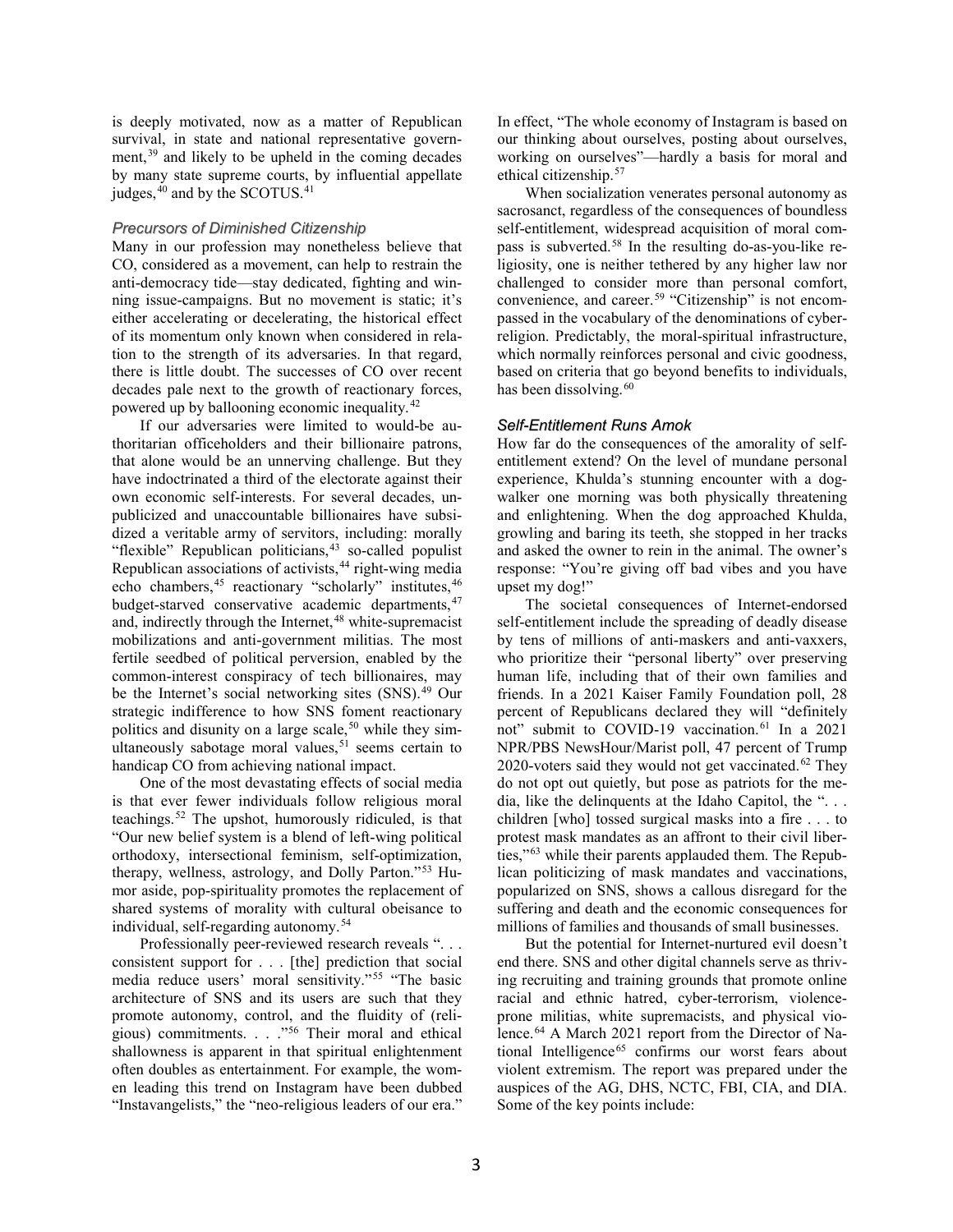is deeply motivated, now as a matter of Republican survival, in state and national representative government,[39] and likely to be upheld in the coming decades by many state supreme courts, by influential appellate judges,[40] and by the SCOTUS.[41]

### *Precursors of Diminished Citizenship*

Many in our profession may nonetheless believe that CO, considered as a movement, can help to restrain the anti-democracy tide—stay dedicated, fighting and winning issue-campaigns. But no movement is static; it's either accelerating or decelerating, the historical effect of its momentum only known when considered in relation to the strength of its adversaries. In that regard, there is little doubt. The successes of CO over recent decades pale next to the growth of reactionary forces, powered up by ballooning economic inequality.[42]

If our adversaries were limited to would-be authoritarian officeholders and their billionaire patrons, that alone would be an unnerving challenge. But they have indoctrinated a third of the electorate against their own economic self-interests. For several decades, unpublicized and unaccountable billionaires have subsidized a veritable army of servitors, including: morally "flexible" Republican politicians,[43] so-called populist Republican associations of activists,[44] right-wing media echo chambers,[45] reactionary "scholarly" institutes,[46] budget-starved conservative academic departments,[47] and, indirectly through the Internet,[48] white-supremacist mobilizations and anti-government militias. The most fertile seedbed of political perversion, enabled by the common-interest conspiracy of tech billionaires, may be the Internet's social networking sites (SNS).[49] Our strategic indifference to how SNS foment reactionary politics and disunity on a large scale,[50] while they simultaneously sabotage moral values,[51] seems certain to handicap CO from achieving national impact.

One of the most devastating effects of social media is that ever fewer individuals follow religious moral teachings.[52] The upshot, humorously ridiculed, is that "Our new belief system is a blend of left-wing political orthodoxy, intersectional feminism, self-optimization, therapy, wellness, astrology, and Dolly Parton."[53] Humor aside, pop-spirituality promotes the replacement of shared systems of morality with cultural obeisance to individual, self-regarding autonomy.[54]

Professionally peer-reviewed research reveals ". . . consistent support for . . . [the] prediction that social media reduce users' moral sensitivity."[55] "The basic architecture of SNS and its users are such that they promote autonomy, control, and the fluidity of (religious) commitments. . . ."[56] Their moral and ethical shallowness is apparent in that spiritual enlightenment often doubles as entertainment. For example, the women leading this trend on Instagram have been dubbed "Instavangelists," the "neo-religious leaders of our era." In effect, "The whole economy of Instagram is based on our thinking about ourselves, posting about ourselves, working on ourselves"—hardly a basis for moral and ethical citizenship.[57]

When socialization venerates personal autonomy as sacrosanct, regardless of the consequences of boundless self-entitlement, widespread acquisition of moral compass is subverted.[58] In the resulting do-as-you-like religiosity, one is neither tethered by any higher law nor challenged to consider more than personal comfort, convenience, and career.[59] "Citizenship" is not encompassed in the vocabulary of the denominations of cyber-religion. Predictably, the moral-spiritual infrastructure, which normally reinforces personal and civic goodness, based on criteria that go beyond benefits to individuals, has been dissolving.[60]

### *Self-Entitlement Runs Amok*

How far do the consequences of the amorality of self-entitlement extend? On the level of mundane personal experience, Khulda's stunning encounter with a dog-walker one morning was both physically threatening and enlightening. When the dog approached Khulda, growling and baring its teeth, she stopped in her tracks and asked the owner to rein in the animal. The owner's response: "You're giving off bad vibes and you have upset my dog!"

The societal consequences of Internet-endorsed self-entitlement include the spreading of deadly disease by tens of millions of anti-maskers and anti-vaxxers, who prioritize their "personal liberty" over preserving human life, including that of their own families and friends. In a 2021 Kaiser Family Foundation poll, 28 percent of Republicans declared they will "definitely not" submit to COVID-19 vaccination.[61] In a 2021 NPR/PBS NewsHour/Marist poll, 47 percent of Trump 2020-voters said they would not get vaccinated.[62] They do not opt out quietly, but pose as patriots for the media, like the delinquents at the Idaho Capitol, the ". . . children [who] tossed surgical masks into a fire . . . to protest mask mandates as an affront to their civil liberties,"[63] while their parents applauded them. The Republican politicizing of mask mandates and vaccinations, popularized on SNS, shows a callous disregard for the suffering and death and the economic consequences for millions of families and thousands of small businesses.

But the potential for Internet-nurtured evil doesn't end there. SNS and other digital channels serve as thriving recruiting and training grounds that promote online racial and ethnic hatred, cyber-terrorism, violence-prone militias, white supremacists, and physical violence.[64] A March 2021 report from the Director of National Intelligence[65] confirms our worst fears about violent extremism. The report was prepared under the auspices of the AG, DHS, NCTC, FBI, CIA, and DIA. Some of the key points include: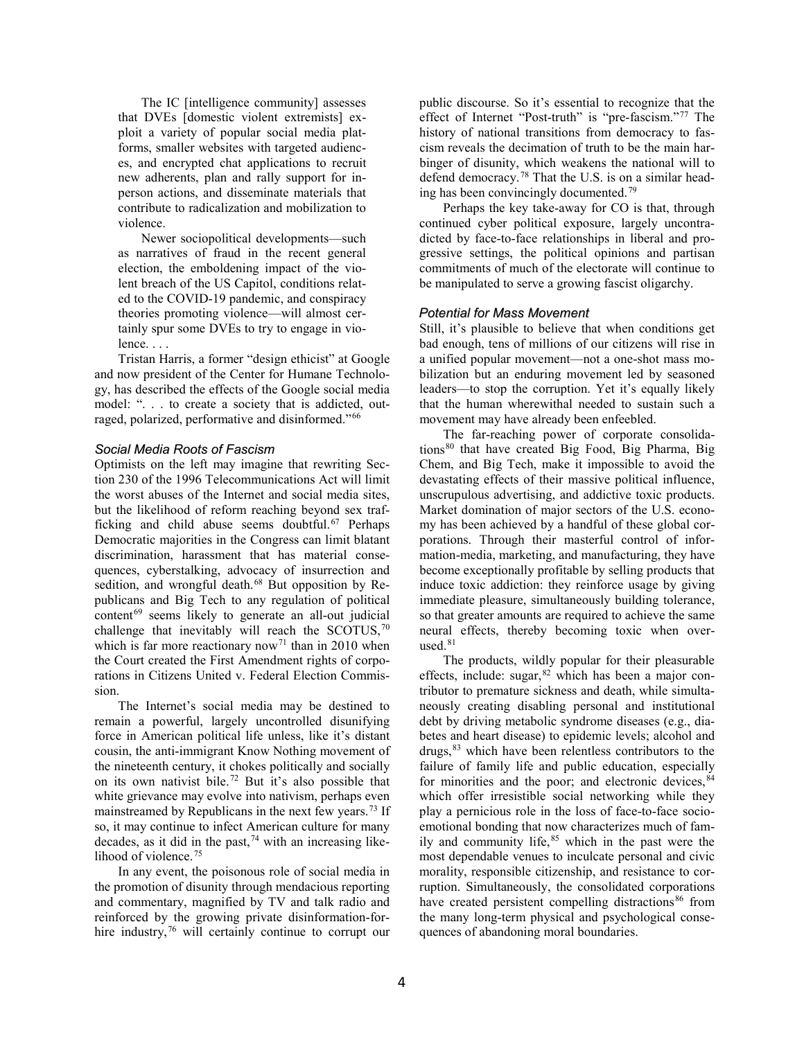> The IC [intelligence community] assesses that DVEs [domestic violent extremists] exploit a variety of popular social media platforms, smaller websites with targeted audiences, and encrypted chat applications to recruit new adherents, plan and rally support for in-person actions, and disseminate materials that contribute to radicalization and mobilization to violence.
>
> Newer sociopolitical developments—such as narratives of fraud in the recent general election, the emboldening impact of the violent breach of the US Capitol, conditions related to the COVID-19 pandemic, and conspiracy theories promoting violence—will almost certainly spur some DVEs to try to engage in violence. . . .

Tristan Harris, a former "design ethicist" at Google and now president of the Center for Humane Technology, has described the effects of the Google social media model: ". . . to create a society that is addicted, outraged, polarized, performative and disinformed."[66]

### *Social Media Roots of Fascism*

Optimists on the left may imagine that rewriting Section 230 of the 1996 Telecommunications Act will limit the worst abuses of the Internet and social media sites, but the likelihood of reform reaching beyond sex trafficking and child abuse seems doubtful.[67] Perhaps Democratic majorities in the Congress can limit blatant discrimination, harassment that has material consequences, cyberstalking, advocacy of insurrection and sedition, and wrongful death.[68] But opposition by Republicans and Big Tech to any regulation of political content[69] seems likely to generate an all-out judicial challenge that inevitably will reach the SCOTUS,[70] which is far more reactionary now[71] than in 2010 when the Court created the First Amendment rights of corporations in Citizens United v. Federal Election Commission.

The Internet's social media may be destined to remain a powerful, largely uncontrolled disunifying force in American political life unless, like it's distant cousin, the anti-immigrant Know Nothing movement of the nineteenth century, it chokes politically and socially on its own nativist bile.[72] But it's also possible that white grievance may evolve into nativism, perhaps even mainstreamed by Republicans in the next few years.[73] If so, it may continue to infect American culture for many decades, as it did in the past,[74] with an increasing likelihood of violence.[75]

In any event, the poisonous role of social media in the promotion of disunity through mendacious reporting and commentary, magnified by TV and talk radio and reinforced by the growing private disinformation-for-hire industry,[76] will certainly continue to corrupt our public discourse. So it's essential to recognize that the effect of Internet "Post-truth" is "pre-fascism."[77] The history of national transitions from democracy to fascism reveals the decimation of truth to be the main harbinger of disunity, which weakens the national will to defend democracy.[78] That the U.S. is on a similar heading has been convincingly documented.[79]

Perhaps the key take-away for CO is that, through continued cyber political exposure, largely uncontradicted by face-to-face relationships in liberal and progressive settings, the political opinions and partisan commitments of much of the electorate will continue to be manipulated to serve a growing fascist oligarchy.

### *Potential for Mass Movement*

Still, it's plausible to believe that when conditions get bad enough, tens of millions of our citizens will rise in a unified popular movement—not a one-shot mass mobilization but an enduring movement led by seasoned leaders—to stop the corruption. Yet it's equally likely that the human wherewithal needed to sustain such a movement may have already been enfeebled.

The far-reaching power of corporate consolidations[80] that have created Big Food, Big Pharma, Big Chem, and Big Tech, make it impossible to avoid the devastating effects of their massive political influence, unscrupulous advertising, and addictive toxic products. Market domination of major sectors of the U.S. economy has been achieved by a handful of these global corporations. Through their masterful control of information-media, marketing, and manufacturing, they have become exceptionally profitable by selling products that induce toxic addiction: they reinforce usage by giving immediate pleasure, simultaneously building tolerance, so that greater amounts are required to achieve the same neural effects, thereby becoming toxic when overused.[81]

The products, wildly popular for their pleasurable effects, include: sugar,[82] which has been a major contributor to premature sickness and death, while simultaneously creating disabling personal and institutional debt by driving metabolic syndrome diseases (e.g., diabetes and heart disease) to epidemic levels; alcohol and drugs,[83] which have been relentless contributors to the failure of family life and public education, especially for minorities and the poor; and electronic devices,[84] which offer irresistible social networking while they play a pernicious role in the loss of face-to-face socio-emotional bonding that now characterizes much of family and community life,[85] which in the past were the most dependable venues to inculcate personal and civic morality, responsible citizenship, and resistance to corruption. Simultaneously, the consolidated corporations have created persistent compelling distractions[86] from the many long-term physical and psychological consequences of abandoning moral boundaries.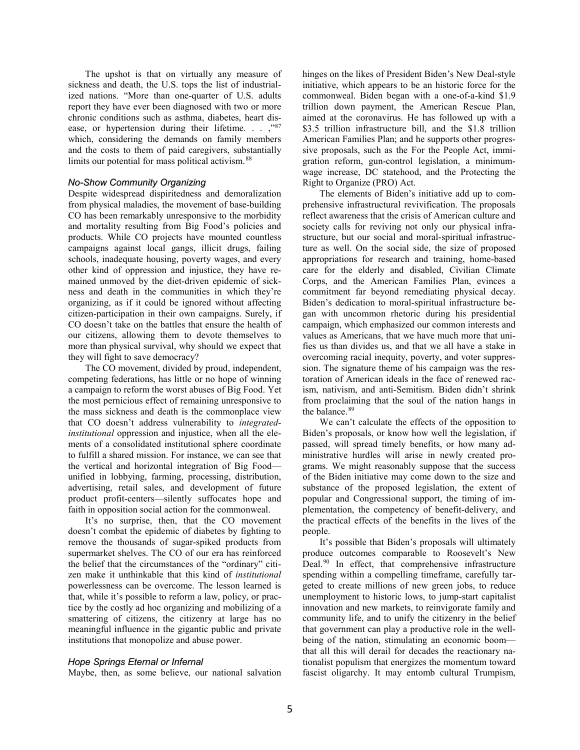The upshot is that on virtually any measure of sickness and death, the U.S. tops the list of industrialized nations. "More than one-quarter of U.S. adults report they have ever been diagnosed with two or more chronic conditions such as asthma, diabetes, heart disease, or hypertension during their lifetime. . . ,"[87] which, considering the demands on family members and the costs to them of paid caregivers, substantially limits our potential for mass political activism.[88]

### *No-Show Community Organizing*

Despite widespread dispiritedness and demoralization from physical maladies, the movement of base-building CO has been remarkably unresponsive to the morbidity and mortality resulting from Big Food's policies and products. While CO projects have mounted countless campaigns against local gangs, illicit drugs, failing schools, inadequate housing, poverty wages, and every other kind of oppression and injustice, they have remained unmoved by the diet-driven epidemic of sickness and death in the communities in which they're organizing, as if it could be ignored without affecting citizen-participation in their own campaigns. Surely, if CO doesn't take on the battles that ensure the health of our citizens, allowing them to devote themselves to more than physical survival, why should we expect that they will fight to save democracy?

The CO movement, divided by proud, independent, competing federations, has little or no hope of winning a campaign to reform the worst abuses of Big Food. Yet the most pernicious effect of remaining unresponsive to the mass sickness and death is the commonplace view that CO doesn't address vulnerability to *integrated-institutional* oppression and injustice, when all the elements of a consolidated institutional sphere coordinate to fulfill a shared mission. For instance, we can see that the vertical and horizontal integration of Big Food—unified in lobbying, farming, processing, distribution, advertising, retail sales, and development of future product profit-centers—silently suffocates hope and faith in opposition social action for the commonweal.

It's no surprise, then, that the CO movement doesn't combat the epidemic of diabetes by fighting to remove the thousands of sugar-spiked products from supermarket shelves. The CO of our era has reinforced the belief that the circumstances of the "ordinary" citizen make it unthinkable that this kind of *institutional* powerlessness can be overcome. The lesson learned is that, while it's possible to reform a law, policy, or practice by the costly ad hoc organizing and mobilizing of a smattering of citizens, the citizenry at large has no meaningful influence in the gigantic public and private institutions that monopolize and abuse power.

### *Hope Springs Eternal or Infernal*

Maybe, then, as some believe, our national salvation hinges on the likes of President Biden's New Deal-style initiative, which appears to be an historic force for the commonweal. Biden began with a one-of-a-kind $1.9 trillion down payment, the American Rescue Plan, aimed at the coronavirus. He has followed up with a $3.5 trillion infrastructure bill, and the $1.8 trillion American Families Plan; and he supports other progressive proposals, such as the For the People Act, immigration reform, gun-control legislation, a minimum-wage increase, DC statehood, and the Protecting the Right to Organize (PRO) Act.

The elements of Biden's initiative add up to comprehensive infrastructural revivification. The proposals reflect awareness that the crisis of American culture and society calls for reviving not only our physical infrastructure, but our social and moral-spiritual infrastructure as well. On the social side, the size of proposed appropriations for research and training, home-based care for the elderly and disabled, Civilian Climate Corps, and the American Families Plan, evinces a commitment far beyond remediating physical decay. Biden's dedication to moral-spiritual infrastructure began with uncommon rhetoric during his presidential campaign, which emphasized our common interests and values as Americans, that we have much more that unifies us than divides us, and that we all have a stake in overcoming racial inequity, poverty, and voter suppression. The signature theme of his campaign was the restoration of American ideals in the face of renewed racism, nativism, and anti-Semitism. Biden didn't shrink from proclaiming that the soul of the nation hangs in the balance.[89]

We can't calculate the effects of the opposition to Biden's proposals, or know how well the legislation, if passed, will spread timely benefits, or how many administrative hurdles will arise in newly created programs. We might reasonably suppose that the success of the Biden initiative may come down to the size and substance of the proposed legislation, the extent of popular and Congressional support, the timing of implementation, the competency of benefit-delivery, and the practical effects of the benefits in the lives of the people.

It's possible that Biden's proposals will ultimately produce outcomes comparable to Roosevelt's New Deal.[90] In effect, that comprehensive infrastructure spending within a compelling timeframe, carefully targeted to create millions of new green jobs, to reduce unemployment to historic lows, to jump-start capitalist innovation and new markets, to reinvigorate family and community life, and to unify the citizenry in the belief that government can play a productive role in the well-being of the nation, stimulating an economic boom—that all this will derail for decades the reactionary nationalist populism that energizes the momentum toward fascist oligarchy. It may entomb cultural Trumpism,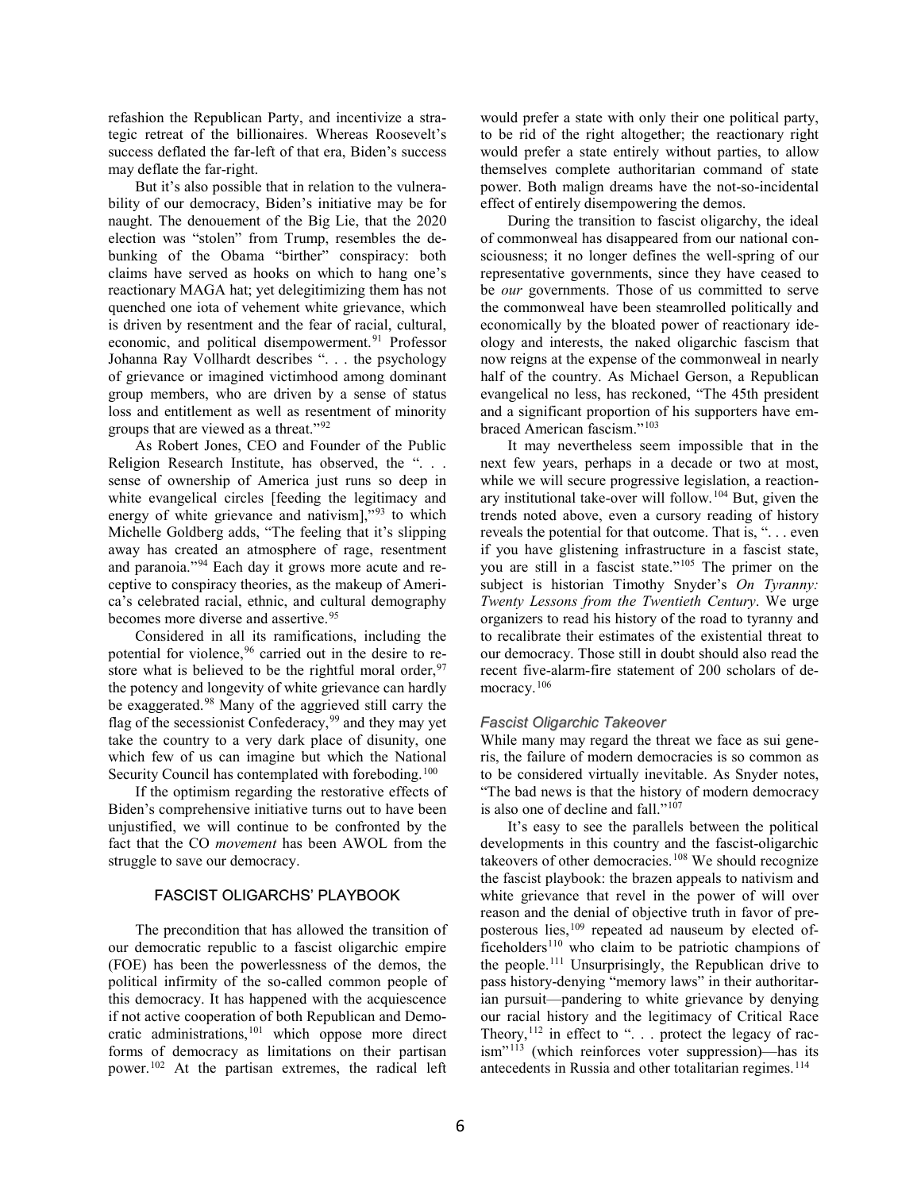refashion the Republican Party, and incentivize a strategic retreat of the billionaires. Whereas Roosevelt's success deflated the far-left of that era, Biden's success may deflate the far-right.

But it's also possible that in relation to the vulnerability of our democracy, Biden's initiative may be for naught. The denouement of the Big Lie, that the 2020 election was "stolen" from Trump, resembles the debunking of the Obama "birther" conspiracy: both claims have served as hooks on which to hang one's reactionary MAGA hat; yet delegitimizing them has not quenched one iota of vehement white grievance, which is driven by resentment and the fear of racial, cultural, economic, and political disempowerment.[91] Professor Johanna Ray Vollhardt describes ". . . the psychology of grievance or imagined victimhood among dominant group members, who are driven by a sense of status loss and entitlement as well as resentment of minority groups that are viewed as a threat."[92]

As Robert Jones, CEO and Founder of the Public Religion Research Institute, has observed, the ". . . sense of ownership of America just runs so deep in white evangelical circles [feeding the legitimacy and energy of white grievance and nativism],"[93] to which Michelle Goldberg adds, "The feeling that it's slipping away has created an atmosphere of rage, resentment and paranoia."[94] Each day it grows more acute and receptive to conspiracy theories, as the makeup of America's celebrated racial, ethnic, and cultural demography becomes more diverse and assertive.[95]

Considered in all its ramifications, including the potential for violence,[96] carried out in the desire to restore what is believed to be the rightful moral order,[97] the potency and longevity of white grievance can hardly be exaggerated.[98] Many of the aggrieved still carry the flag of the secessionist Confederacy,[99] and they may yet take the country to a very dark place of disunity, one which few of us can imagine but which the National Security Council has contemplated with foreboding.[100]

If the optimism regarding the restorative effects of Biden's comprehensive initiative turns out to have been unjustified, we will continue to be confronted by the fact that the CO *movement* has been AWOL from the struggle to save our democracy.

## FASCIST OLIGARCHS' PLAYBOOK

The precondition that has allowed the transition of our democratic republic to a fascist oligarchic empire (FOE) has been the powerlessness of the demos, the political infirmity of the so-called common people of this democracy. It has happened with the acquiescence if not active cooperation of both Republican and Democratic administrations,[101] which oppose more direct forms of democracy as limitations on their partisan power.[102] At the partisan extremes, the radical left would prefer a state with only their one political party, to be rid of the right altogether; the reactionary right would prefer a state entirely without parties, to allow themselves complete authoritarian command of state power. Both malign dreams have the not-so-incidental effect of entirely disempowering the demos.

During the transition to fascist oligarchy, the ideal of commonweal has disappeared from our national consciousness; it no longer defines the well-spring of our representative governments, since they have ceased to be *our* governments. Those of us committed to serve the commonweal have been steamrolled politically and economically by the bloated power of reactionary ideology and interests, the naked oligarchic fascism that now reigns at the expense of the commonweal in nearly half of the country. As Michael Gerson, a Republican evangelical no less, has reckoned, "The 45th president and a significant proportion of his supporters have embraced American fascism."[103]

It may nevertheless seem impossible that in the next few years, perhaps in a decade or two at most, while we will secure progressive legislation, a reactionary institutional take-over will follow.[104] But, given the trends noted above, even a cursory reading of history reveals the potential for that outcome. That is, ". . . even if you have glistening infrastructure in a fascist state, you are still in a fascist state."[105] The primer on the subject is historian Timothy Snyder's *On Tyranny: Twenty Lessons from the Twentieth Century*. We urge organizers to read his history of the road to tyranny and to recalibrate their estimates of the existential threat to our democracy. Those still in doubt should also read the recent five-alarm-fire statement of 200 scholars of democracy.[106]

### *Fascist Oligarchic Takeover*

While many may regard the threat we face as sui generis, the failure of modern democracies is so common as to be considered virtually inevitable. As Snyder notes, "The bad news is that the history of modern democracy is also one of decline and fall."[107]

It's easy to see the parallels between the political developments in this country and the fascist-oligarchic takeovers of other democracies.[108] We should recognize the fascist playbook: the brazen appeals to nativism and white grievance that revel in the power of will over reason and the denial of objective truth in favor of preposterous lies,[109] repeated ad nauseum by elected officeholders[110] who claim to be patriotic champions of the people.[111] Unsurprisingly, the Republican drive to pass history-denying "memory laws" in their authoritarian pursuit—pandering to white grievance by denying our racial history and the legitimacy of Critical Race Theory,[112] in effect to ". . . protect the legacy of racism"[113] (which reinforces voter suppression)—has its antecedents in Russia and other totalitarian regimes.[114]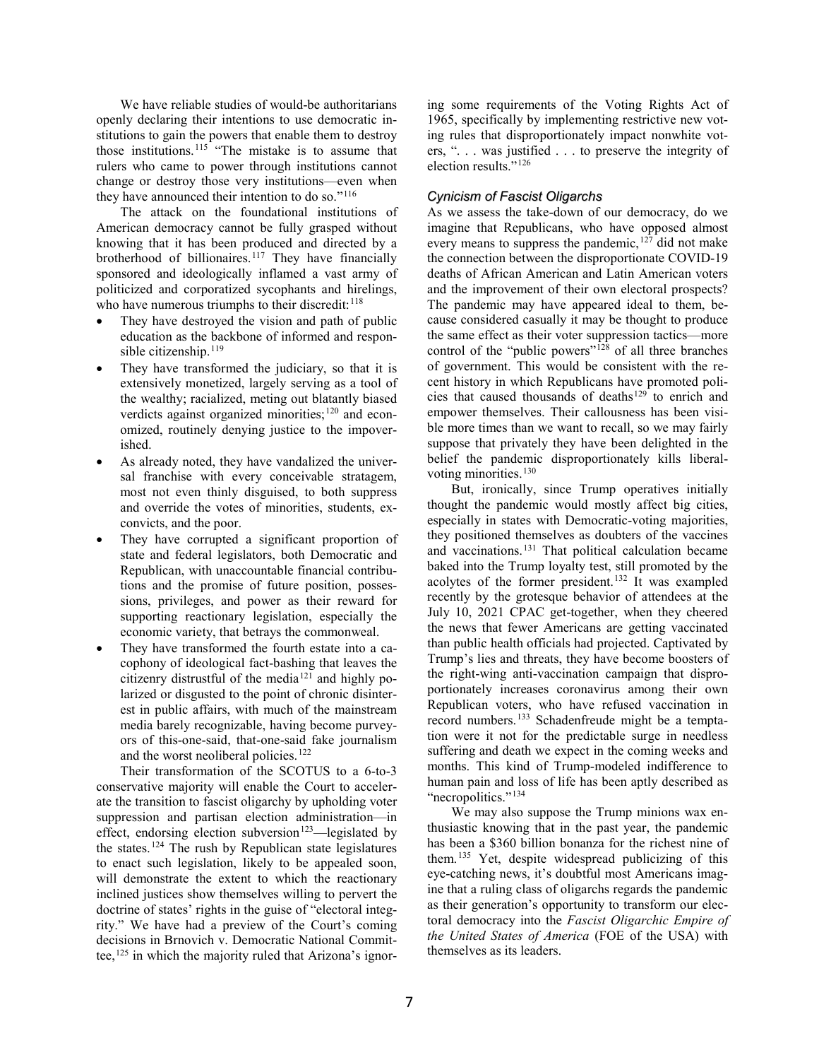We have reliable studies of would-be authoritarians openly declaring their intentions to use democratic institutions to gain the powers that enable them to destroy those institutions.[115] "The mistake is to assume that rulers who came to power through institutions cannot change or destroy those very institutions—even when they have announced their intention to do so."[116]

The attack on the foundational institutions of American democracy cannot be fully grasped without knowing that it has been produced and directed by a brotherhood of billionaires.[117] They have financially sponsored and ideologically inflamed a vast army of politicized and corporatized sycophants and hirelings, who have numerous triumphs to their discredit:[118]

- They have destroyed the vision and path of public education as the backbone of informed and responsible citizenship.[119]
- They have transformed the judiciary, so that it is extensively monetized, largely serving as a tool of the wealthy; racialized, meting out blatantly biased verdicts against organized minorities;[120] and economized, routinely denying justice to the impoverished.
- As already noted, they have vandalized the universal franchise with every conceivable stratagem, most not even thinly disguised, to both suppress and override the votes of minorities, students, ex-convicts, and the poor.
- They have corrupted a significant proportion of state and federal legislators, both Democratic and Republican, with unaccountable financial contributions and the promise of future position, possessions, privileges, and power as their reward for supporting reactionary legislation, especially the economic variety, that betrays the commonweal.
- They have transformed the fourth estate into a cacophony of ideological fact-bashing that leaves the citizenry distrustful of the media[121] and highly polarized or disgusted to the point of chronic disinterest in public affairs, with much of the mainstream media barely recognizable, having become purveyors of this-one-said, that-one-said fake journalism and the worst neoliberal policies.[122]

Their transformation of the SCOTUS to a 6-to-3 conservative majority will enable the Court to accelerate the transition to fascist oligarchy by upholding voter suppression and partisan election administration—in effect, endorsing election subversion[123]—legislated by the states.[124] The rush by Republican state legislatures to enact such legislation, likely to be appealed soon, will demonstrate the extent to which the reactionary inclined justices show themselves willing to pervert the doctrine of states' rights in the guise of "electoral integrity." We have had a preview of the Court's coming decisions in Brnovich v. Democratic National Committee,[125] in which the majority ruled that Arizona's ignoring some requirements of the Voting Rights Act of 1965, specifically by implementing restrictive new voting rules that disproportionately impact nonwhite voters, ". . . was justified . . . to preserve the integrity of election results."[126]

### *Cynicism of Fascist Oligarchs*

As we assess the take-down of our democracy, do we imagine that Republicans, who have opposed almost every means to suppress the pandemic,[127] did not make the connection between the disproportionate COVID-19 deaths of African American and Latin American voters and the improvement of their own electoral prospects? The pandemic may have appeared ideal to them, because considered casually it may be thought to produce the same effect as their voter suppression tactics—more control of the "public powers"[128] of all three branches of government. This would be consistent with the recent history in which Republicans have promoted policies that caused thousands of deaths[129] to enrich and empower themselves. Their callousness has been visible more times than we want to recall, so we may fairly suppose that privately they have been delighted in the belief the pandemic disproportionately kills liberal-voting minorities.[130]

But, ironically, since Trump operatives initially thought the pandemic would mostly affect big cities, especially in states with Democratic-voting majorities, they positioned themselves as doubters of the vaccines and vaccinations.[131] That political calculation became baked into the Trump loyalty test, still promoted by the acolytes of the former president.[132] It was exampled recently by the grotesque behavior of attendees at the July 10, 2021 CPAC get-together, when they cheered the news that fewer Americans are getting vaccinated than public health officials had projected. Captivated by Trump's lies and threats, they have become boosters of the right-wing anti-vaccination campaign that disproportionately increases coronavirus among their own Republican voters, who have refused vaccination in record numbers.[133] Schadenfreude might be a temptation were it not for the predictable surge in needless suffering and death we expect in the coming weeks and months. This kind of Trump-modeled indifference to human pain and loss of life has been aptly described as "necropolitics."[134]

We may also suppose the Trump minions wax enthusiastic knowing that in the past year, the pandemic has been a $360 billion bonanza for the richest nine of them.[135] Yet, despite widespread publicizing of this eye-catching news, it's doubtful most Americans imagine that a ruling class of oligarchs regards the pandemic as their generation's opportunity to transform our electoral democracy into the *Fascist Oligarchic Empire of the United States of America* (FOE of the USA) with themselves as its leaders.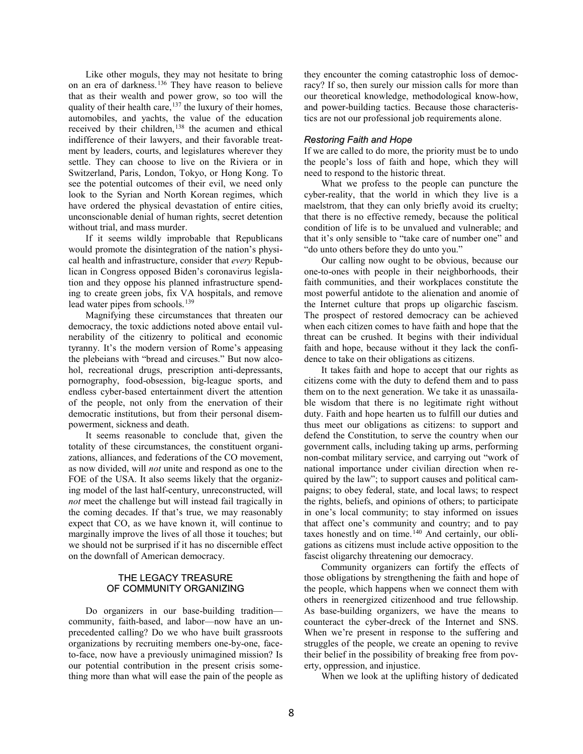Like other moguls, they may not hesitate to bring on an era of darkness.[136] They have reason to believe that as their wealth and power grow, so too will the quality of their health care,[137] the luxury of their homes, automobiles, and yachts, the value of the education received by their children,[138] the acumen and ethical indifference of their lawyers, and their favorable treatment by leaders, courts, and legislatures wherever they settle. They can choose to live on the Riviera or in Switzerland, Paris, London, Tokyo, or Hong Kong. To see the potential outcomes of their evil, we need only look to the Syrian and North Korean regimes, which have ordered the physical devastation of entire cities, unconscionable denial of human rights, secret detention without trial, and mass murder.

If it seems wildly improbable that Republicans would promote the disintegration of the nation's physical health and infrastructure, consider that *every* Republican in Congress opposed Biden's coronavirus legislation and they oppose his planned infrastructure spending to create green jobs, fix VA hospitals, and remove lead water pipes from schools.[139]

Magnifying these circumstances that threaten our democracy, the toxic addictions noted above entail vulnerability of the citizenry to political and economic tyranny. It's the modern version of Rome's appeasing the plebeians with "bread and circuses." But now alcohol, recreational drugs, prescription anti-depressants, pornography, food-obsession, big-league sports, and endless cyber-based entertainment divert the attention of the people, not only from the enervation of their democratic institutions, but from their personal disempowerment, sickness and death.

It seems reasonable to conclude that, given the totality of these circumstances, the constituent organizations, alliances, and federations of the CO movement, as now divided, will *not* unite and respond as one to the FOE of the USA. It also seems likely that the organizing model of the last half-century, unreconstructed, will *not* meet the challenge but will instead fail tragically in the coming decades. If that's true, we may reasonably expect that CO, as we have known it, will continue to marginally improve the lives of all those it touches; but we should not be surprised if it has no discernible effect on the downfall of American democracy.

## THE LEGACY TREASURE OF COMMUNITY ORGANIZING

Do organizers in our base-building tradition—community, faith-based, and labor—now have an unprecedented calling? Do we who have built grassroots organizations by recruiting members one-by-one, face-to-face, now have a previously unimagined mission? Is our potential contribution in the present crisis something more than what will ease the pain of the people as they encounter the coming catastrophic loss of democracy? If so, then surely our mission calls for more than our theoretical knowledge, methodological know-how, and power-building tactics. Because those characteristics are not our professional job requirements alone.

### *Restoring Faith and Hope*

If we are called to do more, the priority must be to undo the people's loss of faith and hope, which they will need to respond to the historic threat.

What we profess to the people can puncture the cyber-reality, that the world in which they live is a maelstrom, that they can only briefly avoid its cruelty; that there is no effective remedy, because the political condition of life is to be unvalued and vulnerable; and that it's only sensible to "take care of number one" and "do unto others before they do unto you."

Our calling now ought to be obvious, because our one-to-ones with people in their neighborhoods, their faith communities, and their workplaces constitute the most powerful antidote to the alienation and anomie of the Internet culture that props up oligarchic fascism. The prospect of restored democracy can be achieved when each citizen comes to have faith and hope that the threat can be crushed. It begins with their individual faith and hope, because without it they lack the confidence to take on their obligations as citizens.

It takes faith and hope to accept that our rights as citizens come with the duty to defend them and to pass them on to the next generation. We take it as unassailable wisdom that there is no legitimate right without duty. Faith and hope hearten us to fulfill our duties and thus meet our obligations as citizens: to support and defend the Constitution, to serve the country when our government calls, including taking up arms, performing non-combat military service, and carrying out "work of national importance under civilian direction when required by the law"; to support causes and political campaigns; to obey federal, state, and local laws; to respect the rights, beliefs, and opinions of others; to participate in one's local community; to stay informed on issues that affect one's community and country; and to pay taxes honestly and on time.[140] And certainly, our obligations as citizens must include active opposition to the fascist oligarchy threatening our democracy.

Community organizers can fortify the effects of those obligations by strengthening the faith and hope of the people, which happens when we connect them with others in reenergized citizenhood and true fellowship. As base-building organizers, we have the means to counteract the cyber-dreck of the Internet and SNS. When we're present in response to the suffering and struggles of the people, we create an opening to revive their belief in the possibility of breaking free from poverty, oppression, and injustice.

When we look at the uplifting history of dedicated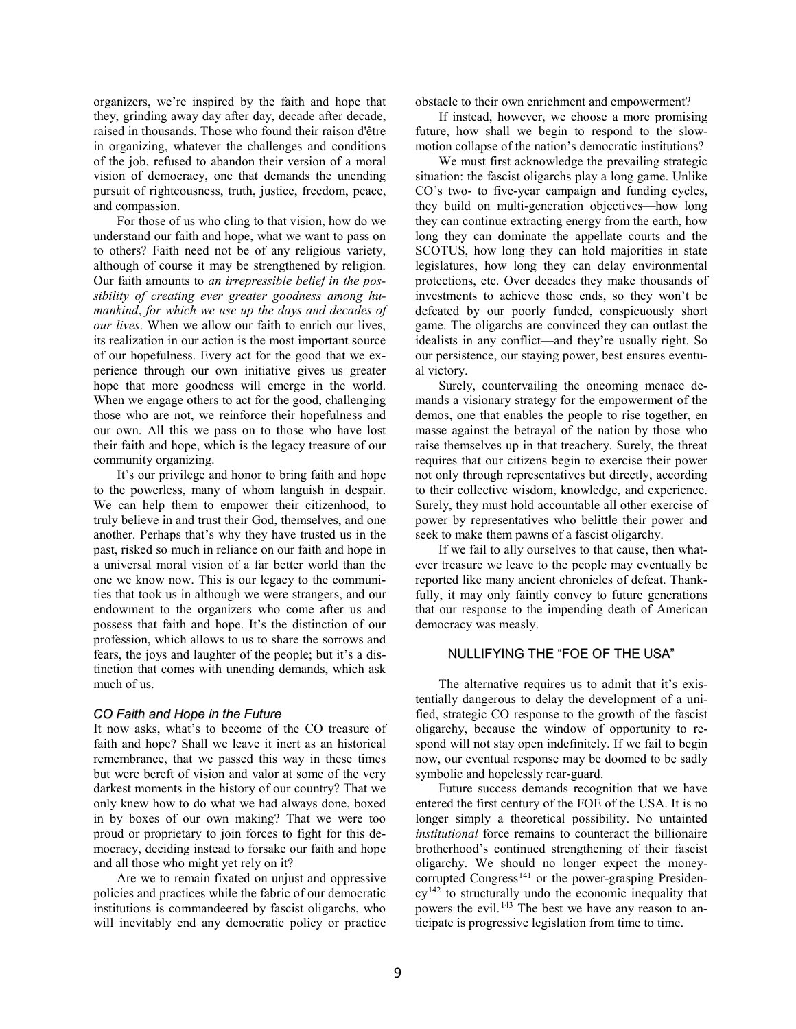organizers, we're inspired by the faith and hope that they, grinding away day after day, decade after decade, raised in thousands. Those who found their raison d'être in organizing, whatever the challenges and conditions of the job, refused to abandon their version of a moral vision of democracy, one that demands the unending pursuit of righteousness, truth, justice, freedom, peace, and compassion.

For those of us who cling to that vision, how do we understand our faith and hope, what we want to pass on to others? Faith need not be of any religious variety, although of course it may be strengthened by religion. Our faith amounts to *an irrepressible belief in the possibility of creating ever greater goodness among humankind*, *for which we use up the days and decades of our lives*. When we allow our faith to enrich our lives, its realization in our action is the most important source of our hopefulness. Every act for the good that we experience through our own initiative gives us greater hope that more goodness will emerge in the world. When we engage others to act for the good, challenging those who are not, we reinforce their hopefulness and our own. All this we pass on to those who have lost their faith and hope, which is the legacy treasure of our community organizing.

It's our privilege and honor to bring faith and hope to the powerless, many of whom languish in despair. We can help them to empower their citizenhood, to truly believe in and trust their God, themselves, and one another. Perhaps that's why they have trusted us in the past, risked so much in reliance on our faith and hope in a universal moral vision of a far better world than the one we know now. This is our legacy to the communities that took us in although we were strangers, and our endowment to the organizers who come after us and possess that faith and hope. It's the distinction of our profession, which allows to us to share the sorrows and fears, the joys and laughter of the people; but it's a distinction that comes with unending demands, which ask much of us.

### *CO Faith and Hope in the Future*

It now asks, what's to become of the CO treasure of faith and hope? Shall we leave it inert as an historical remembrance, that we passed this way in these times but were bereft of vision and valor at some of the very darkest moments in the history of our country? That we only knew how to do what we had always done, boxed in by boxes of our own making? That we were too proud or proprietary to join forces to fight for this democracy, deciding instead to forsake our faith and hope and all those who might yet rely on it?

Are we to remain fixated on unjust and oppressive policies and practices while the fabric of our democratic institutions is commandeered by fascist oligarchs, who will inevitably end any democratic policy or practice obstacle to their own enrichment and empowerment?

If instead, however, we choose a more promising future, how shall we begin to respond to the slow-motion collapse of the nation's democratic institutions?

We must first acknowledge the prevailing strategic situation: the fascist oligarchs play a long game. Unlike CO's two- to five-year campaign and funding cycles, they build on multi-generation objectives—how long they can continue extracting energy from the earth, how long they can dominate the appellate courts and the SCOTUS, how long they can hold majorities in state legislatures, how long they can delay environmental protections, etc. Over decades they make thousands of investments to achieve those ends, so they won't be defeated by our poorly funded, conspicuously short game. The oligarchs are convinced they can outlast the idealists in any conflict—and they're usually right. So our persistence, our staying power, best ensures eventual victory.

Surely, countervailing the oncoming menace demands a visionary strategy for the empowerment of the demos, one that enables the people to rise together, en masse against the betrayal of the nation by those who raise themselves up in that treachery. Surely, the threat requires that our citizens begin to exercise their power not only through representatives but directly, according to their collective wisdom, knowledge, and experience. Surely, they must hold accountable all other exercise of power by representatives who belittle their power and seek to make them pawns of a fascist oligarchy.

If we fail to ally ourselves to that cause, then whatever treasure we leave to the people may eventually be reported like many ancient chronicles of defeat. Thankfully, it may only faintly convey to future generations that our response to the impending death of American democracy was measly.

## NULLIFYING THE "FOE OF THE USA"

The alternative requires us to admit that it's existentially dangerous to delay the development of a unified, strategic CO response to the growth of the fascist oligarchy, because the window of opportunity to respond will not stay open indefinitely. If we fail to begin now, our eventual response may be doomed to be sadly symbolic and hopelessly rear-guard.

Future success demands recognition that we have entered the first century of the FOE of the USA. It is no longer simply a theoretical possibility. No untainted *institutional* force remains to counteract the billionaire brotherhood's continued strengthening of their fascist oligarchy. We should no longer expect the money-corrupted Congress[141] or the power-grasping Presidency[142] to structurally undo the economic inequality that powers the evil.[143] The best we have any reason to anticipate is progressive legislation from time to time.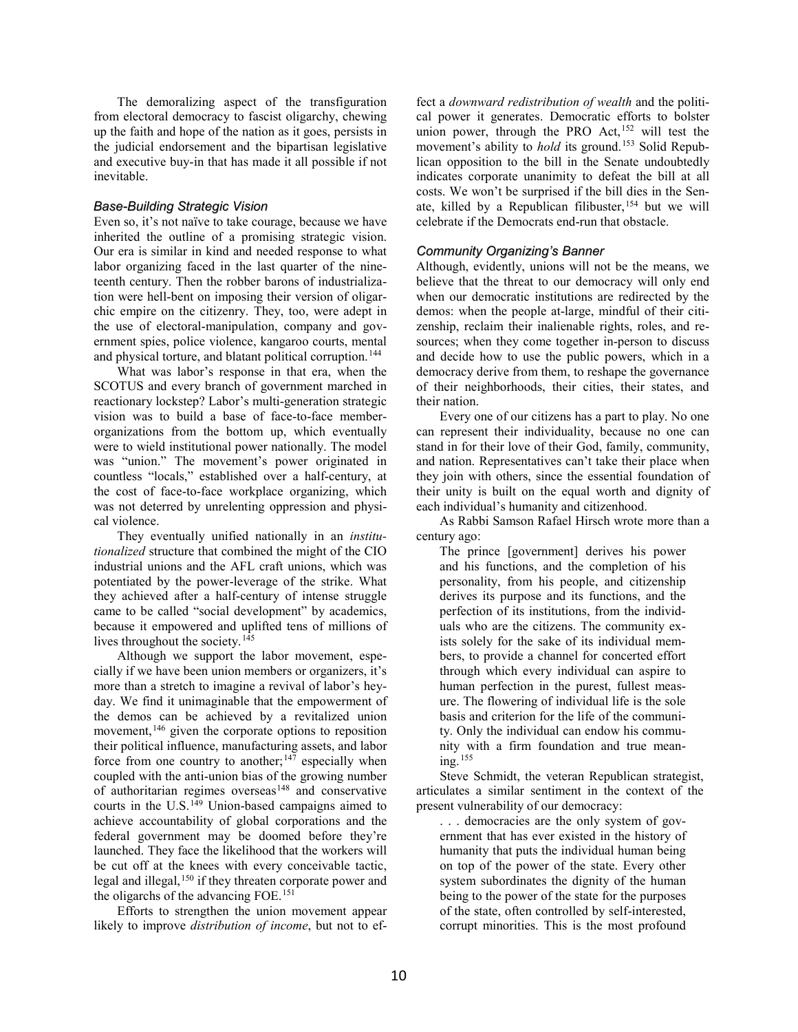The demoralizing aspect of the transfiguration from electoral democracy to fascist oligarchy, chewing up the faith and hope of the nation as it goes, persists in the judicial endorsement and the bipartisan legislative and executive buy-in that has made it all possible if not inevitable.

### *Base-Building Strategic Vision*

Even so, it's not naïve to take courage, because we have inherited the outline of a promising strategic vision. Our era is similar in kind and needed response to what labor organizing faced in the last quarter of the nineteenth century. Then the robber barons of industrialization were hell-bent on imposing their version of oligarchic empire on the citizenry. They, too, were adept in the use of electoral-manipulation, company and government spies, police violence, kangaroo courts, mental and physical torture, and blatant political corruption.[144]

What was labor's response in that era, when the SCOTUS and every branch of government marched in reactionary lockstep? Labor's multi-generation strategic vision was to build a base of face-to-face member-organizations from the bottom up, which eventually were to wield institutional power nationally. The model was "union." The movement's power originated in countless "locals," established over a half-century, at the cost of face-to-face workplace organizing, which was not deterred by unrelenting oppression and physical violence.

They eventually unified nationally in an *institutionalized* structure that combined the might of the CIO industrial unions and the AFL craft unions, which was potentiated by the power-leverage of the strike. What they achieved after a half-century of intense struggle came to be called "social development" by academics, because it empowered and uplifted tens of millions of lives throughout the society.[145]

Although we support the labor movement, especially if we have been union members or organizers, it's more than a stretch to imagine a revival of labor's heyday. We find it unimaginable that the empowerment of the demos can be achieved by a revitalized union movement,[146] given the corporate options to reposition their political influence, manufacturing assets, and labor force from one country to another;[147] especially when coupled with the anti-union bias of the growing number of authoritarian regimes overseas[148] and conservative courts in the U.S.[149] Union-based campaigns aimed to achieve accountability of global corporations and the federal government may be doomed before they're launched. They face the likelihood that the workers will be cut off at the knees with every conceivable tactic, legal and illegal,[150] if they threaten corporate power and the oligarchs of the advancing FOE.[151]

Efforts to strengthen the union movement appear likely to improve *distribution of income*, but not to effect a *downward redistribution of wealth* and the political power it generates. Democratic efforts to bolster union power, through the PRO Act,[152] will test the movement's ability to *hold* its ground.[153] Solid Republican opposition to the bill in the Senate undoubtedly indicates corporate unanimity to defeat the bill at all costs. We won't be surprised if the bill dies in the Senate, killed by a Republican filibuster,[154] but we will celebrate if the Democrats end-run that obstacle.

### *Community Organizing's Banner*

Although, evidently, unions will not be the means, we believe that the threat to our democracy will only end when our democratic institutions are redirected by the demos: when the people at-large, mindful of their citizenship, reclaim their inalienable rights, roles, and resources; when they come together in-person to discuss and decide how to use the public powers, which in a democracy derive from them, to reshape the governance of their neighborhoods, their cities, their states, and their nation.

Every one of our citizens has a part to play. No one can represent their individuality, because no one can stand in for their love of their God, family, community, and nation. Representatives can't take their place when they join with others, since the essential foundation of their unity is built on the equal worth and dignity of each individual's humanity and citizenhood.

As Rabbi Samson Rafael Hirsch wrote more than a century ago:

> The prince [government] derives his power and his functions, and the completion of his personality, from his people, and citizenship derives its purpose and its functions, and the perfection of its institutions, from the individuals who are the citizens. The community exists solely for the sake of its individual members, to provide a channel for concerted effort through which every individual can aspire to human perfection in the purest, fullest measure. The flowering of individual life is the sole basis and criterion for the life of the community. Only the individual can endow his community with a firm foundation and true meaning.[155]

Steve Schmidt, the veteran Republican strategist, articulates a similar sentiment in the context of the present vulnerability of our democracy:

> . . . democracies are the only system of government that has ever existed in the history of humanity that puts the individual human being on top of the power of the state. Every other system subordinates the dignity of the human being to the power of the state for the purposes of the state, often controlled by self-interested, corrupt minorities. This is the most profound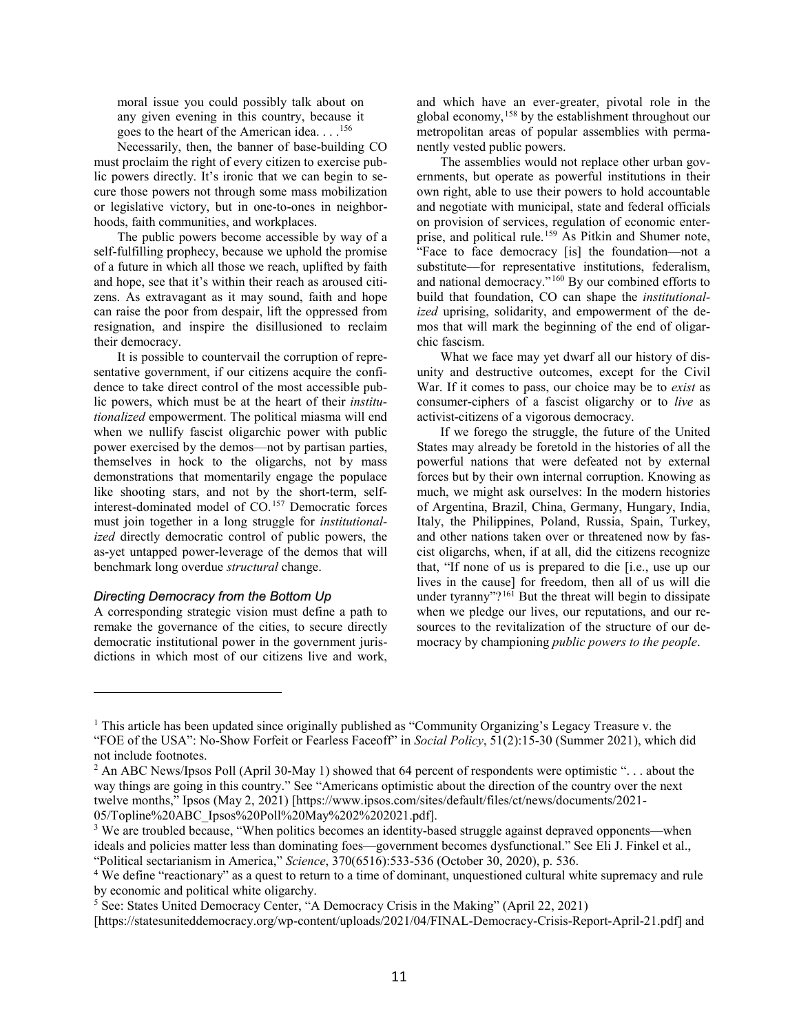moral issue you could possibly talk about on any given evening in this country, because it goes to the heart of the American idea. . . .[156]

Necessarily, then, the banner of base-building CO must proclaim the right of every citizen to exercise public powers directly. It's ironic that we can begin to secure those powers not through some mass mobilization or legislative victory, but in one-to-ones in neighborhoods, faith communities, and workplaces.

The public powers become accessible by way of a self-fulfilling prophecy, because we uphold the promise of a future in which all those we reach, uplifted by faith and hope, see that it's within their reach as aroused citizens. As extravagant as it may sound, faith and hope can raise the poor from despair, lift the oppressed from resignation, and inspire the disillusioned to reclaim their democracy.

It is possible to countervail the corruption of representative government, if our citizens acquire the confidence to take direct control of the most accessible public powers, which must be at the heart of their *institutionalized* empowerment. The political miasma will end when we nullify fascist oligarchic power with public power exercised by the demos—not by partisan parties, themselves in hock to the oligarchs, not by mass demonstrations that momentarily engage the populace like shooting stars, and not by the short-term, self-interest-dominated model of CO.[157] Democratic forces must join together in a long struggle for *institutionalized* directly democratic control of public powers, the as-yet untapped power-leverage of the demos that will benchmark long overdue *structural* change.

### *Directing Democracy from the Bottom Up*

A corresponding strategic vision must define a path to remake the governance of the cities, to secure directly democratic institutional power in the government jurisdictions in which most of our citizens live and work, and which have an ever-greater, pivotal role in the global economy,[158] by the establishment throughout our metropolitan areas of popular assemblies with permanently vested public powers.

The assemblies would not replace other urban governments, but operate as powerful institutions in their own right, able to use their powers to hold accountable and negotiate with municipal, state and federal officials on provision of services, regulation of economic enterprise, and political rule.[159] As Pitkin and Shumer note, "Face to face democracy [is] the foundation—not a substitute—for representative institutions, federalism, and national democracy."[160] By our combined efforts to build that foundation, CO can shape the *institutionalized* uprising, solidarity, and empowerment of the demos that will mark the beginning of the end of oligarchic fascism.

What we face may yet dwarf all our history of disunity and destructive outcomes, except for the Civil War. If it comes to pass, our choice may be to *exist* as consumer-ciphers of a fascist oligarchy or to *live* as activist-citizens of a vigorous democracy.

If we forego the struggle, the future of the United States may already be foretold in the histories of all the powerful nations that were defeated not by external forces but by their own internal corruption. Knowing as much, we might ask ourselves: In the modern histories of Argentina, Brazil, China, Germany, Hungary, India, Italy, the Philippines, Poland, Russia, Spain, Turkey, and other nations taken over or threatened now by fascist oligarchs, when, if at all, did the citizens recognize that, "If none of us is prepared to die [i.e., use up our lives in the cause] for freedom, then all of us will die under tyranny"?[161] But the threat will begin to dissipate when we pledge our lives, our reputations, and our resources to the revitalization of the structure of our democracy by championing *public powers to the people*.

---

[1] This article has been updated since originally published as "Community Organizing's Legacy Treasure v. the "FOE of the USA": No-Show Forfeit or Fearless Faceoff" in *Social Policy*, 51(2):15-30 (Summer 2021), which did not include footnotes.

[2] An ABC News/Ipsos Poll (April 30-May 1) showed that 64 percent of respondents were optimistic ". . . about the way things are going in this country." See "Americans optimistic about the direction of the country over the next twelve months," Ipsos (May 2, 2021) [https://www.ipsos.com/sites/default/files/ct/news/documents/2021-05/Topline%20ABC_Ipsos%20Poll%20May%202%202021.pdf].

[3] We are troubled because, "When politics becomes an identity-based struggle against depraved opponents—when ideals and policies matter less than dominating foes—government becomes dysfunctional." See Eli J. Finkel et al., "Political sectarianism in America," *Science*, 370(6516):533-536 (October 30, 2020), p. 536.

[4] We define "reactionary" as a quest to return to a time of dominant, unquestioned cultural white supremacy and rule by economic and political white oligarchy.

[5] See: States United Democracy Center, "A Democracy Crisis in the Making" (April 22, 2021) [https://statesuniteddemocracy.org/wp-content/uploads/2021/04/FINAL-Democracy-Crisis-Report-April-21.pdf] and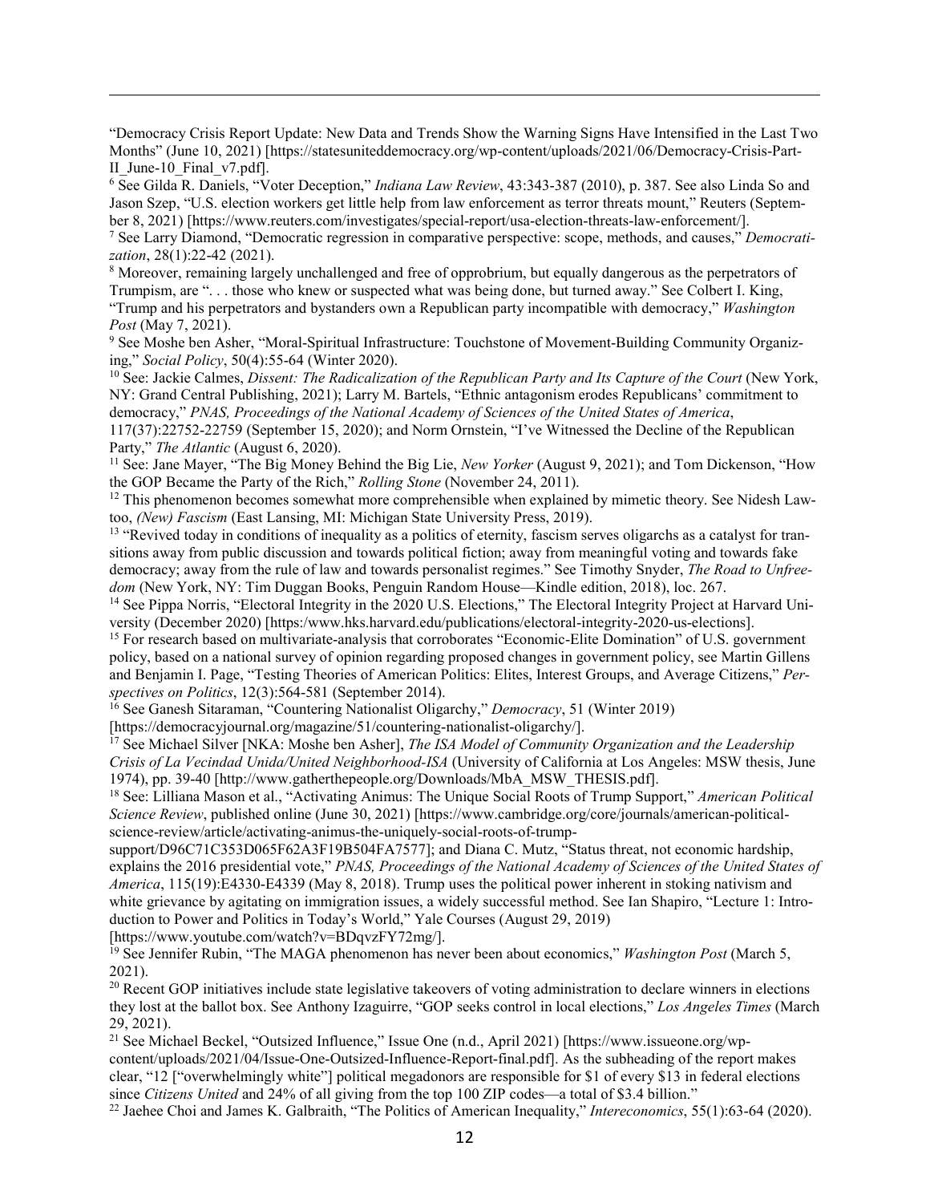"Democracy Crisis Report Update: New Data and Trends Show the Warning Signs Have Intensified in the Last Two Months" (June 10, 2021) [https://statesuniteddemocracy.org/wp-content/uploads/2021/06/Democracy-Crisis-Part-II_June-10_Final_v7.pdf].

[6] See Gilda R. Daniels, "Voter Deception," *Indiana Law Review*, 43:343-387 (2010), p. 387. See also Linda So and Jason Szep, "U.S. election workers get little help from law enforcement as terror threats mount," Reuters (September 8, 2021) [https://www.reuters.com/investigates/special-report/usa-election-threats-law-enforcement/].

[7] See Larry Diamond, "Democratic regression in comparative perspective: scope, methods, and causes," *Democratization*, 28(1):22-42 (2021).

[8] Moreover, remaining largely unchallenged and free of opprobrium, but equally dangerous as the perpetrators of Trumpism, are ". . . those who knew or suspected what was being done, but turned away." See Colbert I. King, "Trump and his perpetrators and bystanders own a Republican party incompatible with democracy," *Washington Post* (May 7, 2021).

[9] See Moshe ben Asher, "Moral-Spiritual Infrastructure: Touchstone of Movement-Building Community Organizing," *Social Policy*, 50(4):55-64 (Winter 2020).

[10] See: Jackie Calmes, *Dissent: The Radicalization of the Republican Party and Its Capture of the Court* (New York, NY: Grand Central Publishing, 2021); Larry M. Bartels, "Ethnic antagonism erodes Republicans' commitment to democracy," *PNAS, Proceedings of the National Academy of Sciences of the United States of America*, 117(37):22752-22759 (September 15, 2020); and Norm Ornstein, "I've Witnessed the Decline of the Republican Party," *The Atlantic* (August 6, 2020).

[11] See: Jane Mayer, "The Big Money Behind the Big Lie, *New Yorker* (August 9, 2021); and Tom Dickenson, "How the GOP Became the Party of the Rich," *Rolling Stone* (November 24, 2011).

[12] This phenomenon becomes somewhat more comprehensible when explained by mimetic theory. See Nidesh Lawtoo, *(New) Fascism* (East Lansing, MI: Michigan State University Press, 2019).

[13] "Revived today in conditions of inequality as a politics of eternity, fascism serves oligarchs as a catalyst for transitions away from public discussion and towards political fiction; away from meaningful voting and towards fake democracy; away from the rule of law and towards personalist regimes." See Timothy Snyder, *The Road to Unfreedom* (New York, NY: Tim Duggan Books, Penguin Random House—Kindle edition, 2018), loc. 267.

[14] See Pippa Norris, "Electoral Integrity in the 2020 U.S. Elections," The Electoral Integrity Project at Harvard University (December 2020) [https:/www.hks.harvard.edu/publications/electoral-integrity-2020-us-elections].

[15] For research based on multivariate-analysis that corroborates "Economic-Elite Domination" of U.S. government policy, based on a national survey of opinion regarding proposed changes in government policy, see Martin Gillens and Benjamin I. Page, "Testing Theories of American Politics: Elites, Interest Groups, and Average Citizens," *Perspectives on Politics*, 12(3):564-581 (September 2014).

[16] See Ganesh Sitaraman, "Countering Nationalist Oligarchy," *Democracy*, 51 (Winter 2019) [https://democracyjournal.org/magazine/51/countering-nationalist-oligarchy/].

[17] See Michael Silver [NKA: Moshe ben Asher], *The ISA Model of Community Organization and the Leadership Crisis of La Vecindad Unida/United Neighborhood-ISA* (University of California at Los Angeles: MSW thesis, June 1974), pp. 39-40 [http://www.gatherthepeople.org/Downloads/MbA_MSW_THESIS.pdf].

[18] See: Lilliana Mason et al., "Activating Animus: The Unique Social Roots of Trump Support," *American Political Science Review*, published online (June 30, 2021) [https://www.cambridge.org/core/journals/american-political-science-review/article/activating-animus-the-uniquely-social-roots-of-trump-support/D96C71C353D065F62A3F19B504FA7577]; and Diana C. Mutz, "Status threat, not economic hardship, explains the 2016 presidential vote," *PNAS, Proceedings of the National Academy of Sciences of the United States of America*, 115(19):E4330-E4339 (May 8, 2018). Trump uses the political power inherent in stoking nativism and white grievance by agitating on immigration issues, a widely successful method. See Ian Shapiro, "Lecture 1: Introduction to Power and Politics in Today's World," Yale Courses (August 29, 2019) [https://www.youtube.com/watch?v=BDqvzFY72mg/].

[19] See Jennifer Rubin, "The MAGA phenomenon has never been about economics," *Washington Post* (March 5, 2021).

[20] Recent GOP initiatives include state legislative takeovers of voting administration to declare winners in elections they lost at the ballot box. See Anthony Izaguirre, "GOP seeks control in local elections," *Los Angeles Times* (March 29, 2021).

[21] See Michael Beckel, "Outsized Influence," Issue One (n.d., April 2021) [https://www.issueone.org/wp-content/uploads/2021/04/Issue-One-Outsized-Influence-Report-final.pdf]. As the subheading of the report makes clear, "12 ["overwhelmingly white"] political megadonors are responsible for $1 of every $13 in federal elections since *Citizens United* and 24% of all giving from the top 100 ZIP codes—a total of $3.4 billion."

[22] Jaehee Choi and James K. Galbraith, "The Politics of American Inequality," *Intereconomics*, 55(1):63-64 (2020).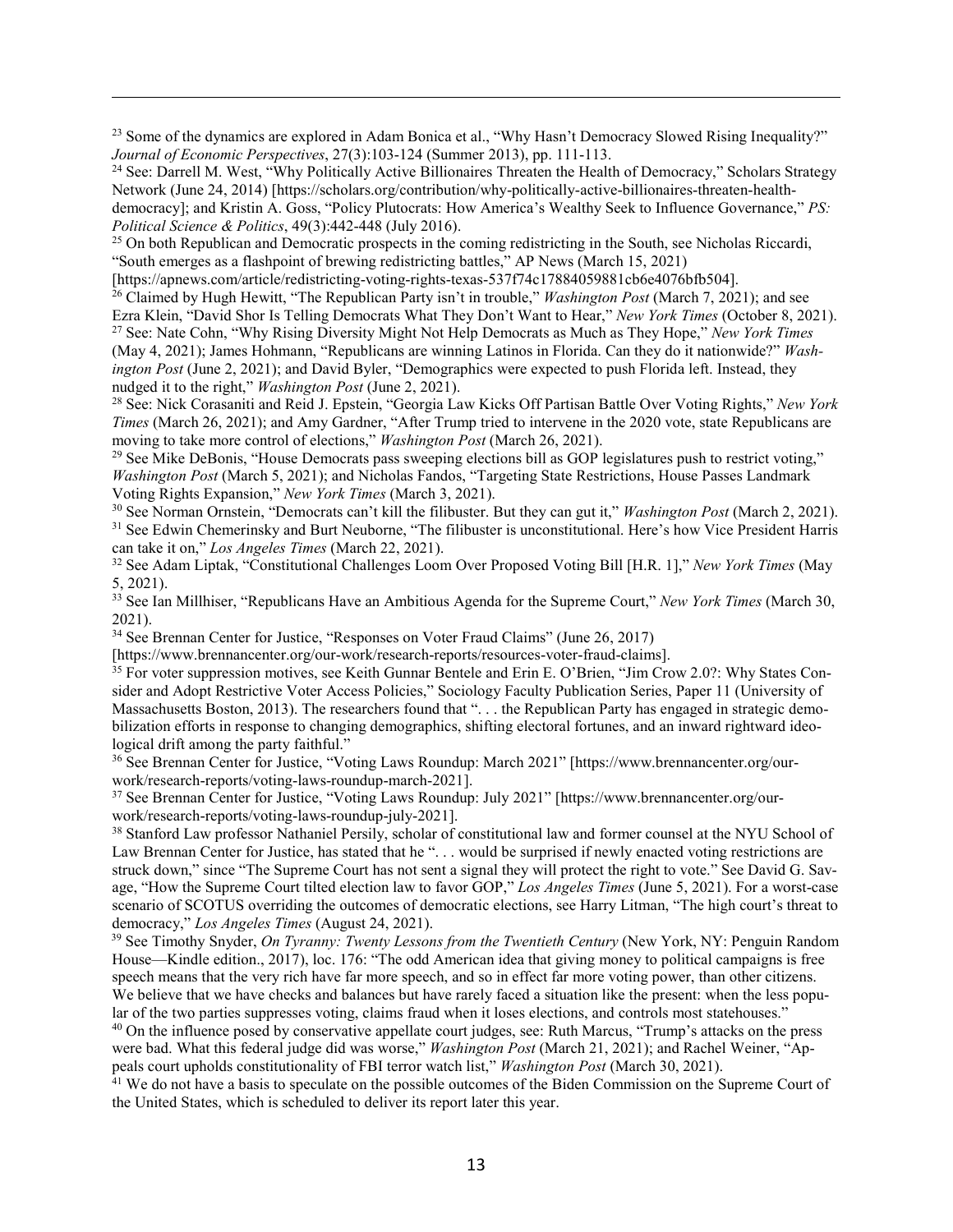[23] Some of the dynamics are explored in Adam Bonica et al., "Why Hasn't Democracy Slowed Rising Inequality?" *Journal of Economic Perspectives*, 27(3):103-124 (Summer 2013), pp. 111-113.

[24] See: Darrell M. West, "Why Politically Active Billionaires Threaten the Health of Democracy," Scholars Strategy Network (June 24, 2014) [https://scholars.org/contribution/why-politically-active-billionaires-threaten-health-democracy]; and Kristin A. Goss, "Policy Plutocrats: How America's Wealthy Seek to Influence Governance," *PS: Political Science & Politics*, 49(3):442-448 (July 2016).

[25] On both Republican and Democratic prospects in the coming redistricting in the South, see Nicholas Riccardi, "South emerges as a flashpoint of brewing redistricting battles," AP News (March 15, 2021) [https://apnews.com/article/redistricting-voting-rights-texas-537f74c17884059881cb6e4076bfb504].

[26] Claimed by Hugh Hewitt, "The Republican Party isn't in trouble," *Washington Post* (March 7, 2021); and see Ezra Klein, "David Shor Is Telling Democrats What They Don't Want to Hear," *New York Times* (October 8, 2021).

[27] See: Nate Cohn, "Why Rising Diversity Might Not Help Democrats as Much as They Hope," *New York Times* (May 4, 2021); James Hohmann, "Republicans are winning Latinos in Florida. Can they do it nationwide?" *Washington Post* (June 2, 2021); and David Byler, "Demographics were expected to push Florida left. Instead, they nudged it to the right," *Washington Post* (June 2, 2021).

[28] See: Nick Corasaniti and Reid J. Epstein, "Georgia Law Kicks Off Partisan Battle Over Voting Rights," *New York Times* (March 26, 2021); and Amy Gardner, "After Trump tried to intervene in the 2020 vote, state Republicans are moving to take more control of elections," *Washington Post* (March 26, 2021).

[29] See Mike DeBonis, "House Democrats pass sweeping elections bill as GOP legislatures push to restrict voting," *Washington Post* (March 5, 2021); and Nicholas Fandos, "Targeting State Restrictions, House Passes Landmark Voting Rights Expansion," *New York Times* (March 3, 2021).

[30] See Norman Ornstein, "Democrats can't kill the filibuster. But they can gut it," *Washington Post* (March 2, 2021).

[31] See Edwin Chemerinsky and Burt Neuborne, "The filibuster is unconstitutional. Here's how Vice President Harris can take it on," *Los Angeles Times* (March 22, 2021).

[32] See Adam Liptak, "Constitutional Challenges Loom Over Proposed Voting Bill [H.R. 1]," *New York Times* (May 5, 2021).

[33] See Ian Millhiser, "Republicans Have an Ambitious Agenda for the Supreme Court," *New York Times* (March 30, 2021).

[34] See Brennan Center for Justice, "Responses on Voter Fraud Claims" (June 26, 2017) [https://www.brennancenter.org/our-work/research-reports/resources-voter-fraud-claims].

[35] For voter suppression motives, see Keith Gunnar Bentele and Erin E. O'Brien, "Jim Crow 2.0?: Why States Consider and Adopt Restrictive Voter Access Policies," Sociology Faculty Publication Series, Paper 11 (University of Massachusetts Boston, 2013). The researchers found that ". . . the Republican Party has engaged in strategic demobilization efforts in response to changing demographics, shifting electoral fortunes, and an inward rightward ideological drift among the party faithful."

[36] See Brennan Center for Justice, "Voting Laws Roundup: March 2021" [https://www.brennancenter.org/our-work/research-reports/voting-laws-roundup-march-2021].

[37] See Brennan Center for Justice, "Voting Laws Roundup: July 2021" [https://www.brennancenter.org/our-work/research-reports/voting-laws-roundup-july-2021].

[38] Stanford Law professor Nathaniel Persily, scholar of constitutional law and former counsel at the NYU School of Law Brennan Center for Justice, has stated that he ". . . would be surprised if newly enacted voting restrictions are struck down," since "The Supreme Court has not sent a signal they will protect the right to vote." See David G. Savage, "How the Supreme Court tilted election law to favor GOP," *Los Angeles Times* (June 5, 2021). For a worst-case scenario of SCOTUS overriding the outcomes of democratic elections, see Harry Litman, "The high court's threat to democracy," *Los Angeles Times* (August 24, 2021).

[39] See Timothy Snyder, *On Tyranny: Twenty Lessons from the Twentieth Century* (New York, NY: Penguin Random House—Kindle edition., 2017), loc. 176: "The odd American idea that giving money to political campaigns is free speech means that the very rich have far more speech, and so in effect far more voting power, than other citizens. We believe that we have checks and balances but have rarely faced a situation like the present: when the less popular of the two parties suppresses voting, claims fraud when it loses elections, and controls most statehouses."

[40] On the influence posed by conservative appellate court judges, see: Ruth Marcus, "Trump's attacks on the press were bad. What this federal judge did was worse," *Washington Post* (March 21, 2021); and Rachel Weiner, "Appeals court upholds constitutionality of FBI terror watch list," *Washington Post* (March 30, 2021).

[41] We do not have a basis to speculate on the possible outcomes of the Biden Commission on the Supreme Court of the United States, which is scheduled to deliver its report later this year.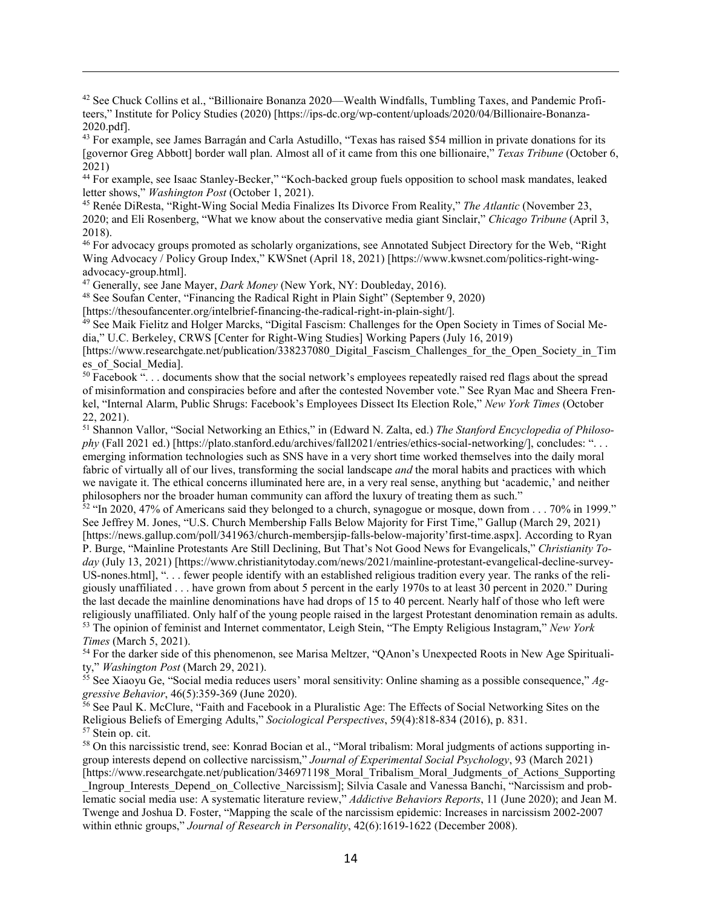[42] See Chuck Collins et al., "Billionaire Bonanza 2020—Wealth Windfalls, Tumbling Taxes, and Pandemic Profiteers," Institute for Policy Studies (2020) [https://ips-dc.org/wp-content/uploads/2020/04/Billionaire-Bonanza-2020.pdf].

[43] For example, see James Barragán and Carla Astudillo, "Texas has raised $54 million in private donations for its [governor Greg Abbott] border wall plan. Almost all of it came from this one billionaire," *Texas Tribune* (October 6, 2021)

[44] For example, see Isaac Stanley-Becker," "Koch-backed group fuels opposition to school mask mandates, leaked letter shows," *Washington Post* (October 1, 2021).

[45] Renée DiResta, "Right-Wing Social Media Finalizes Its Divorce From Reality," *The Atlantic* (November 23, 2020; and Eli Rosenberg, "What we know about the conservative media giant Sinclair," *Chicago Tribune* (April 3, 2018).

[46] For advocacy groups promoted as scholarly organizations, see Annotated Subject Directory for the Web, "Right Wing Advocacy / Policy Group Index," KWSnet (April 18, 2021) [https://www.kwsnet.com/politics-right-wing-advocacy-group.html].

[47] Generally, see Jane Mayer, *Dark Money* (New York, NY: Doubleday, 2016).

[48] See Soufan Center, "Financing the Radical Right in Plain Sight" (September 9, 2020) [https://thesoufancenter.org/intelbrief-financing-the-radical-right-in-plain-sight/].

[49] See Maik Fielitz and Holger Marcks, "Digital Fascism: Challenges for the Open Society in Times of Social Media," U.C. Berkeley, CRWS [Center for Right-Wing Studies] Working Papers (July 16, 2019) [https://www.researchgate.net/publication/338237080_Digital_Fascism_Challenges_for_the_Open_Society_in_Times_of_Social_Media].

[50] Facebook ". . . documents show that the social network's employees repeatedly raised red flags about the spread of misinformation and conspiracies before and after the contested November vote." See Ryan Mac and Sheera Frenkel, "Internal Alarm, Public Shrugs: Facebook's Employees Dissect Its Election Role," *New York Times* (October 22, 2021).

[51] Shannon Vallor, "Social Networking an Ethics," in (Edward N. Zalta, ed.) *The Stanford Encyclopedia of Philosophy* (Fall 2021 ed.) [https://plato.stanford.edu/archives/fall2021/entries/ethics-social-networking/], concludes: ". . . emerging information technologies such as SNS have in a very short time worked themselves into the daily moral fabric of virtually all of our lives, transforming the social landscape *and* the moral habits and practices with which we navigate it. The ethical concerns illuminated here are, in a very real sense, anything but 'academic,' and neither philosophers nor the broader human community can afford the luxury of treating them as such."

[52] "In 2020, 47% of Americans said they belonged to a church, synagogue or mosque, down from . . . 70% in 1999." See Jeffrey M. Jones, "U.S. Church Membership Falls Below Majority for First Time," Gallup (March 29, 2021) [https://news.gallup.com/poll/341963/church-membersjip-falls-below-majority'first-time.aspx]. According to Ryan P. Burge, "Mainline Protestants Are Still Declining, But That's Not Good News for Evangelicals," *Christianity Today* (July 13, 2021) [https://www.christianitytoday.com/news/2021/mainline-protestant-evangelical-decline-survey-US-nones.html], ". . . fewer people identify with an established religious tradition every year. The ranks of the religiously unaffiliated . . . have grown from about 5 percent in the early 1970s to at least 30 percent in 2020." During the last decade the mainline denominations have had drops of 15 to 40 percent. Nearly half of those who left were religiously unaffiliated. Only half of the young people raised in the largest Protestant denomination remain as adults.

[53] The opinion of feminist and Internet commentator, Leigh Stein, "The Empty Religious Instagram," *New York Times* (March 5, 2021).

[54] For the darker side of this phenomenon, see Marisa Meltzer, "QAnon's Unexpected Roots in New Age Spirituality," *Washington Post* (March 29, 2021).

[55] See Xiaoyu Ge, "Social media reduces users' moral sensitivity: Online shaming as a possible consequence," *Aggressive Behavior*, 46(5):359-369 (June 2020).

[56] See Paul K. McClure, "Faith and Facebook in a Pluralistic Age: The Effects of Social Networking Sites on the Religious Beliefs of Emerging Adults," *Sociological Perspectives*, 59(4):818-834 (2016), p. 831.

[57] Stein op. cit.

[58] On this narcissistic trend, see: Konrad Bocian et al., "Moral tribalism: Moral judgments of actions supporting ingroup interests depend on collective narcissism," *Journal of Experimental Social Psychology*, 93 (March 2021) [https://www.researchgate.net/publication/346971198_Moral_Tribalism_Moral_Judgments_of_Actions_Supporting_Ingroup_Interests_Depend_on_Collective_Narcissism]; Silvia Casale and Vanessa Banchi, "Narcissism and problematic social media use: A systematic literature review," *Addictive Behaviors Reports*, 11 (June 2020); and Jean M. Twenge and Joshua D. Foster, "Mapping the scale of the narcissism epidemic: Increases in narcissism 2002-2007 within ethnic groups," *Journal of Research in Personality*, 42(6):1619-1622 (December 2008).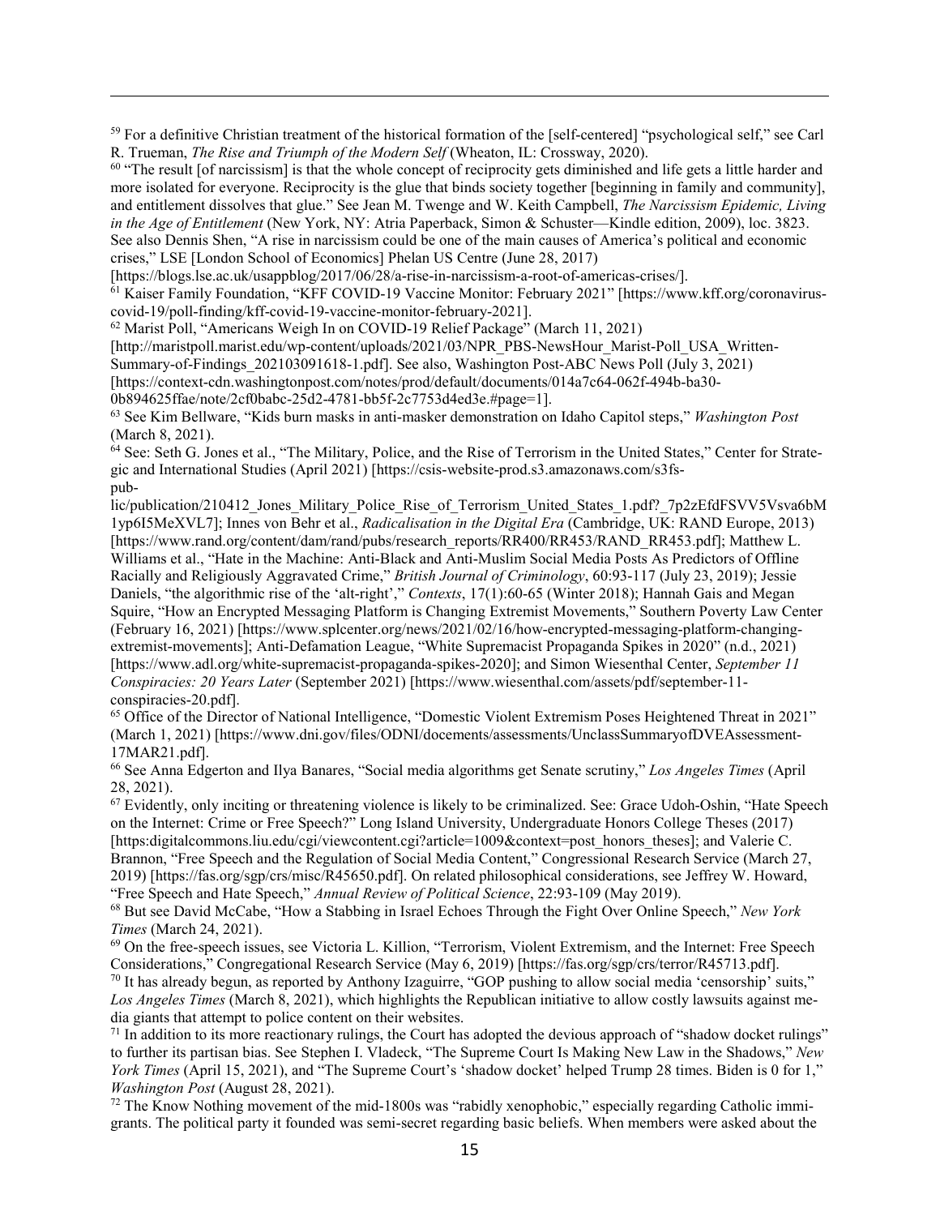[59] For a definitive Christian treatment of the historical formation of the [self-centered] "psychological self," see Carl R. Trueman, *The Rise and Triumph of the Modern Self* (Wheaton, IL: Crossway, 2020).

[60] "The result [of narcissism] is that the whole concept of reciprocity gets diminished and life gets a little harder and more isolated for everyone. Reciprocity is the glue that binds society together [beginning in family and community], and entitlement dissolves that glue." See Jean M. Twenge and W. Keith Campbell, *The Narcissism Epidemic, Living in the Age of Entitlement* (New York, NY: Atria Paperback, Simon & Schuster—Kindle edition, 2009), loc. 3823. See also Dennis Shen, "A rise in narcissism could be one of the main causes of America's political and economic crises," LSE [London School of Economics] Phelan US Centre (June 28, 2017) [https://blogs.lse.ac.uk/usappblog/2017/06/28/a-rise-in-narcissism-a-root-of-americas-crises/].

[61] Kaiser Family Foundation, "KFF COVID-19 Vaccine Monitor: February 2021" [https://www.kff.org/coronavirus-covid-19/poll-finding/kff-covid-19-vaccine-monitor-february-2021].

[62] Marist Poll, "Americans Weigh In on COVID-19 Relief Package" (March 11, 2021) [http://maristpoll.marist.edu/wp-content/uploads/2021/03/NPR_PBS-NewsHour_Marist-Poll_USA_Written-Summary-of-Findings_202103091618-1.pdf]. See also, Washington Post-ABC News Poll (July 3, 2021) [https://context-cdn.washingtonpost.com/notes/prod/default/documents/014a7c64-062f-494b-ba30-0b894625ffae/note/2cf0babc-25d2-4781-bb5f-2c7753d4ed3e.#page=1].

[63] See Kim Bellware, "Kids burn masks in anti-masker demonstration on Idaho Capitol steps," *Washington Post* (March 8, 2021).

[64] See: Seth G. Jones et al., "The Military, Police, and the Rise of Terrorism in the United States," Center for Strategic and International Studies (April 2021) [https://csis-website-prod.s3.amazonaws.com/s3fs-public/publication/210412_Jones_Military_Police_Rise_of_Terrorism_United_States_1.pdf?_7p2zEfdFSVV5Vsva6bM1yp6I5MeXVL7]; Innes von Behr et al., *Radicalisation in the Digital Era* (Cambridge, UK: RAND Europe, 2013) [https://www.rand.org/content/dam/rand/pubs/research_reports/RR400/RR453/RAND_RR453.pdf]; Matthew L. Williams et al., "Hate in the Machine: Anti-Black and Anti-Muslim Social Media Posts As Predictors of Offline Racially and Religiously Aggravated Crime," *British Journal of Criminology*, 60:93-117 (July 23, 2019); Jessie Daniels, "the algorithmic rise of the 'alt-right'," *Contexts*, 17(1):60-65 (Winter 2018); Hannah Gais and Megan Squire, "How an Encrypted Messaging Platform is Changing Extremist Movements," Southern Poverty Law Center (February 16, 2021) [https://www.splcenter.org/news/2021/02/16/how-encrypted-messaging-platform-changing-extremist-movements]; Anti-Defamation League, "White Supremacist Propaganda Spikes in 2020" (n.d., 2021) [https://www.adl.org/white-supremacist-propaganda-spikes-2020]; and Simon Wiesenthal Center, *September 11 Conspiracies: 20 Years Later* (September 2021) [https://www.wiesenthal.com/assets/pdf/september-11-conspiracies-20.pdf].

[65] Office of the Director of National Intelligence, "Domestic Violent Extremism Poses Heightened Threat in 2021" (March 1, 2021) [https://www.dni.gov/files/ODNI/docements/assessments/UnclassSummaryofDVEAssessment-17MAR21.pdf].

[66] See Anna Edgerton and Ilya Banares, "Social media algorithms get Senate scrutiny," *Los Angeles Times* (April 28, 2021).

[67] Evidently, only inciting or threatening violence is likely to be criminalized. See: Grace Udoh-Oshin, "Hate Speech on the Internet: Crime or Free Speech?" Long Island University, Undergraduate Honors College Theses (2017) [https:digitalcommons.liu.edu/cgi/viewcontent.cgi?article=1009&context=post_honors_theses]; and Valerie C. Brannon, "Free Speech and the Regulation of Social Media Content," Congressional Research Service (March 27, 2019) [https://fas.org/sgp/crs/misc/R45650.pdf]. On related philosophical considerations, see Jeffrey W. Howard, "Free Speech and Hate Speech," *Annual Review of Political Science*, 22:93-109 (May 2019).

[68] But see David McCabe, "How a Stabbing in Israel Echoes Through the Fight Over Online Speech," *New York Times* (March 24, 2021).

[69] On the free-speech issues, see Victoria L. Killion, "Terrorism, Violent Extremism, and the Internet: Free Speech Considerations," Congregational Research Service (May 6, 2019) [https://fas.org/sgp/crs/terror/R45713.pdf].

[70] It has already begun, as reported by Anthony Izaguirre, "GOP pushing to allow social media 'censorship' suits," *Los Angeles Times* (March 8, 2021), which highlights the Republican initiative to allow costly lawsuits against media giants that attempt to police content on their websites.

[71] In addition to its more reactionary rulings, the Court has adopted the devious approach of "shadow docket rulings" to further its partisan bias. See Stephen I. Vladeck, "The Supreme Court Is Making New Law in the Shadows," *New York Times* (April 15, 2021), and "The Supreme Court's 'shadow docket' helped Trump 28 times. Biden is 0 for 1," *Washington Post* (August 28, 2021).

[72] The Know Nothing movement of the mid-1800s was "rabidly xenophobic," especially regarding Catholic immigrants. The political party it founded was semi-secret regarding basic beliefs. When members were asked about the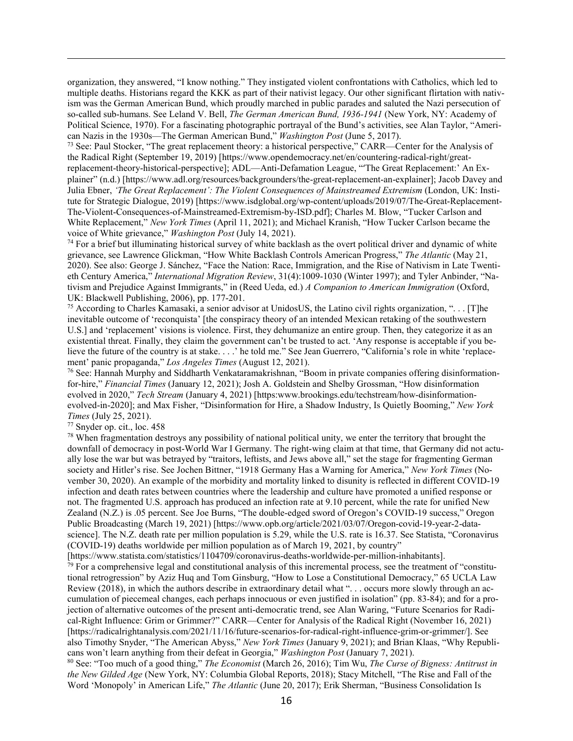organization, they answered, "I know nothing." They instigated violent confrontations with Catholics, which led to multiple deaths. Historians regard the KKK as part of their nativist legacy. Our other significant flirtation with nativism was the German American Bund, which proudly marched in public parades and saluted the Nazi persecution of so-called sub-humans. See Leland V. Bell, *The German American Bund, 1936-1941* (New York, NY: Academy of Political Science, 1970). For a fascinating photographic portrayal of the Bund's activities, see Alan Taylor, "American Nazis in the 1930s—The German American Bund," *Washington Post* (June 5, 2017).

[73] See: Paul Stocker, "The great replacement theory: a historical perspective," CARR—Center for the Analysis of the Radical Right (September 19, 2019) [https://www.opendemocracy.net/en/countering-radical-right/great-replacement-theory-historical-perspective]; ADL—Anti-Defamation League, "'The Great Replacement:' An Explainer" (n.d.) [https://www.adl.org/resources/backgrounders/the-great-replacement-an-explainer]; Jacob Davey and Julia Ebner, *'The Great Replacement': The Violent Consequences of Mainstreamed Extremism* (London, UK: Institute for Strategic Dialogue, 2019) [https://www.isdglobal.org/wp-content/uploads/2019/07/The-Great-Replacement-The-Violent-Consequences-of-Mainstreamed-Extremism-by-ISD.pdf]; Charles M. Blow, "Tucker Carlson and White Replacement," *New York Times* (April 11, 2021); and Michael Kranish, "How Tucker Carlson became the voice of White grievance," *Washington Post* (July 14, 2021).

[74] For a brief but illuminating historical survey of white backlash as the overt political driver and dynamic of white grievance, see Lawrence Glickman, "How White Backlash Controls American Progress," *The Atlantic* (May 21, 2020). See also: George J. Sánchez, "Face the Nation: Race, Immigration, and the Rise of Nativism in Late Twentieth Century America," *International Migration Review*, 31(4):1009-1030 (Winter 1997); and Tyler Anbinder, "Nativism and Prejudice Against Immigrants," in (Reed Ueda, ed.) *A Companion to American Immigration* (Oxford, UK: Blackwell Publishing, 2006), pp. 177-201.

[75] According to Charles Kamasaki, a senior advisor at UnidosUS, the Latino civil rights organization, ". . . [T]he inevitable outcome of 'reconquista' [the conspiracy theory of an intended Mexican retaking of the southwestern U.S.] and 'replacement' visions is violence. First, they dehumanize an entire group. Then, they categorize it as an existential threat. Finally, they claim the government can't be trusted to act. 'Any response is acceptable if you believe the future of the country is at stake. . . .' he told me." See Jean Guerrero, "California's role in white 'replacement' panic propaganda," *Los Angeles Times* (August 12, 2021).

[76] See: Hannah Murphy and Siddharth Venkataramakrishnan, "Boom in private companies offering disinformation-for-hire," *Financial Times* (January 12, 2021); Josh A. Goldstein and Shelby Grossman, "How disinformation evolved in 2020," *Tech Stream* (January 4, 2021) [https:www.brookings.edu/techstream/how-disinformation-evolved-in-2020]; and Max Fisher, "Disinformation for Hire, a Shadow Industry, Is Quietly Booming," *New York Times* (July 25, 2021).

[77] Snyder op. cit., loc. 458

[78] When fragmentation destroys any possibility of national political unity, we enter the territory that brought the downfall of democracy in post-World War I Germany. The right-wing claim at that time, that Germany did not actually lose the war but was betrayed by "traitors, leftists, and Jews above all," set the stage for fragmenting German society and Hitler's rise. See Jochen Bittner, "1918 Germany Has a Warning for America," *New York Times* (November 30, 2020). An example of the morbidity and mortality linked to disunity is reflected in different COVID-19 infection and death rates between countries where the leadership and culture have promoted a unified response or not. The fragmented U.S. approach has produced an infection rate at 9.10 percent, while the rate for unified New Zealand (N.Z.) is .05 percent. See Joe Burns, "The double-edged sword of Oregon's COVID-19 success," Oregon Public Broadcasting (March 19, 2021) [https://www.opb.org/article/2021/03/07/Oregon-covid-19-year-2-data-science]. The N.Z. death rate per million population is 5.29, while the U.S. rate is 16.37. See Statista, "Coronavirus (COVID-19) deaths worldwide per million population as of March 19, 2021, by country" [https://www.statista.com/statistics/1104709/coronavirus-deaths-worldwide-per-million-inhabitants].

[79] For a comprehensive legal and constitutional analysis of this incremental process, see the treatment of "constitutional retrogression" by Aziz Huq and Tom Ginsburg, "How to Lose a Constitutional Democracy," 65 UCLA Law Review (2018), in which the authors describe in extraordinary detail what ". . . occurs more slowly through an accumulation of piecemeal changes, each perhaps innocuous or even justified in isolation" (pp. 83-84); and for a projection of alternative outcomes of the present anti-democratic trend, see Alan Waring, "Future Scenarios for Radical-Right Influence: Grim or Grimmer?" CARR—Center for Analysis of the Radical Right (November 16, 2021) [https://radicalrightanalysis.com/2021/11/16/future-scenarios-for-radical-right-influence-grim-or-grimmer/]. See also Timothy Snyder, "The American Abyss," *New York Times* (January 9, 2021); and Brian Klaas, "Why Republicans won't learn anything from their defeat in Georgia," *Washington Post* (January 7, 2021).

[80] See: "Too much of a good thing," *The Economist* (March 26, 2016); Tim Wu, *The Curse of Bigness: Antitrust in the New Gilded Age* (New York, NY: Columbia Global Reports, 2018); Stacy Mitchell, "The Rise and Fall of the Word 'Monopoly' in American Life," *The Atlantic* (June 20, 2017); Erik Sherman, "Business Consolidation Is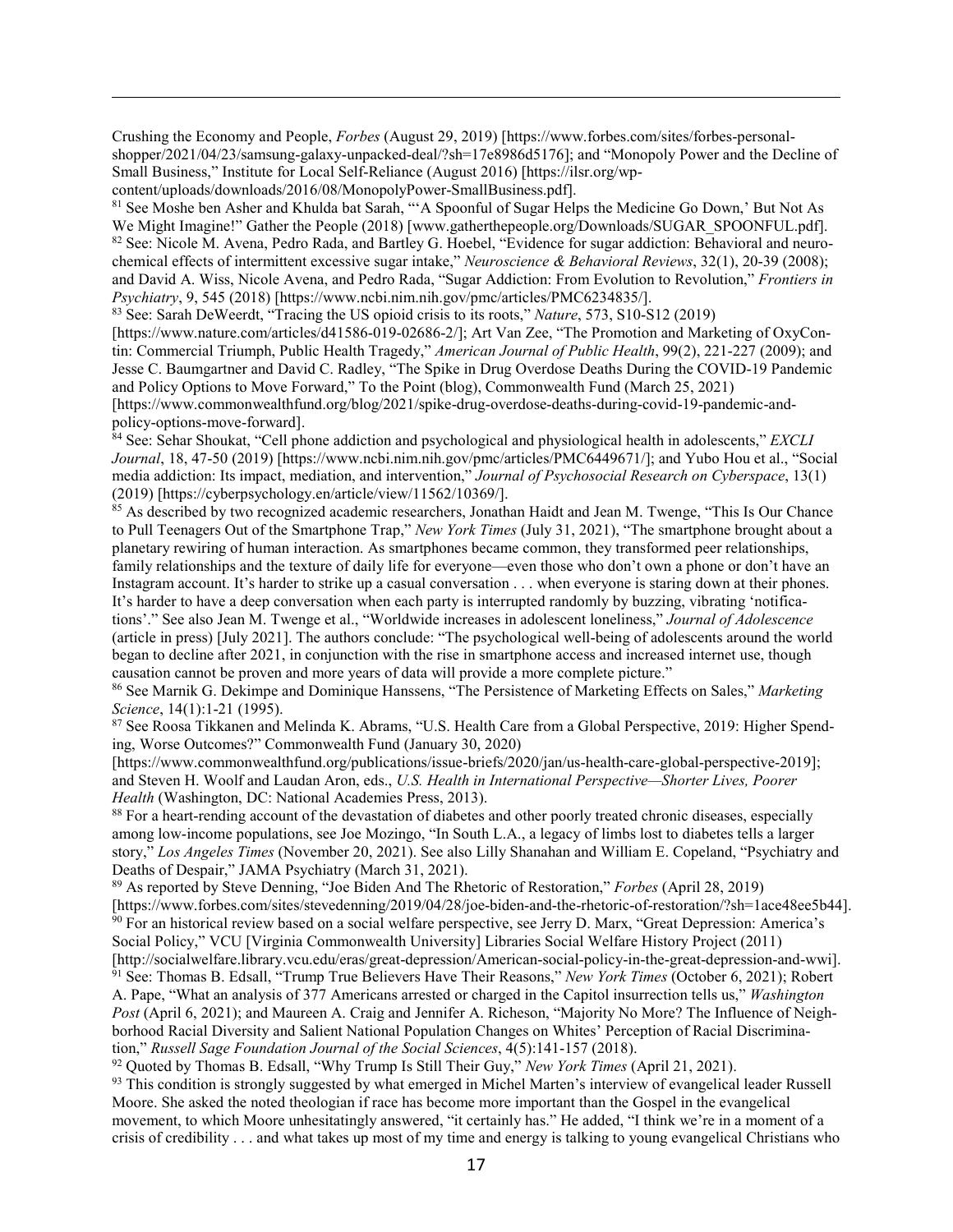Crushing the Economy and People, *Forbes* (August 29, 2019) [https://www.forbes.com/sites/forbes-personal-shopper/2021/04/23/samsung-galaxy-unpacked-deal/?sh=17e8986d5176]; and "Monopoly Power and the Decline of Small Business," Institute for Local Self-Reliance (August 2016) [https://ilsr.org/wp-content/uploads/downloads/2016/08/MonopolyPower-SmallBusiness.pdf].

[81] See Moshe ben Asher and Khulda bat Sarah, "'A Spoonful of Sugar Helps the Medicine Go Down,' But Not As We Might Imagine!" Gather the People (2018) [www.gatherthepeople.org/Downloads/SUGAR_SPOONFUL.pdf].

[82] See: Nicole M. Avena, Pedro Rada, and Bartley G. Hoebel, "Evidence for sugar addiction: Behavioral and neurochemical effects of intermittent excessive sugar intake," *Neuroscience & Behavioral Reviews*, 32(1), 20-39 (2008); and David A. Wiss, Nicole Avena, and Pedro Rada, "Sugar Addiction: From Evolution to Revolution," *Frontiers in Psychiatry*, 9, 545 (2018) [https://www.ncbi.nim.nih.gov/pmc/articles/PMC6234835/].

[83] See: Sarah DeWeerdt, "Tracing the US opioid crisis to its roots," *Nature*, 573, S10-S12 (2019) [https://www.nature.com/articles/d41586-019-02686-2/]; Art Van Zee, "The Promotion and Marketing of OxyContin: Commercial Triumph, Public Health Tragedy," *American Journal of Public Health*, 99(2), 221-227 (2009); and Jesse C. Baumgartner and David C. Radley, "The Spike in Drug Overdose Deaths During the COVID-19 Pandemic and Policy Options to Move Forward," To the Point (blog), Commonwealth Fund (March 25, 2021) [https://www.commonwealthfund.org/blog/2021/spike-drug-overdose-deaths-during-covid-19-pandemic-and-policy-options-move-forward].

[84] See: Sehar Shoukat, "Cell phone addiction and psychological and physiological health in adolescents," *EXCLI Journal*, 18, 47-50 (2019) [https://www.ncbi.nim.nih.gov/pmc/articles/PMC6449671/]; and Yubo Hou et al., "Social media addiction: Its impact, mediation, and intervention," *Journal of Psychosocial Research on Cyberspace*, 13(1) (2019) [https://cyberpsychology.en/article/view/11562/10369/].

[85] As described by two recognized academic researchers, Jonathan Haidt and Jean M. Twenge, "This Is Our Chance to Pull Teenagers Out of the Smartphone Trap," *New York Times* (July 31, 2021), "The smartphone brought about a planetary rewiring of human interaction. As smartphones became common, they transformed peer relationships, family relationships and the texture of daily life for everyone—even those who don't own a phone or don't have an Instagram account. It's harder to strike up a casual conversation . . . when everyone is staring down at their phones. It's harder to have a deep conversation when each party is interrupted randomly by buzzing, vibrating 'notifications'." See also Jean M. Twenge et al., "Worldwide increases in adolescent loneliness," *Journal of Adolescence* (article in press) [July 2021]. The authors conclude: "The psychological well-being of adolescents around the world began to decline after 2021, in conjunction with the rise in smartphone access and increased internet use, though causation cannot be proven and more years of data will provide a more complete picture."

[86] See Marnik G. Dekimpe and Dominique Hanssens, "The Persistence of Marketing Effects on Sales," *Marketing Science*, 14(1):1-21 (1995).

[87] See Roosa Tikkanen and Melinda K. Abrams, "U.S. Health Care from a Global Perspective, 2019: Higher Spending, Worse Outcomes?" Commonwealth Fund (January 30, 2020) [https://www.commonwealthfund.org/publications/issue-briefs/2020/jan/us-health-care-global-perspective-2019]; and Steven H. Woolf and Laudan Aron, eds., *U.S. Health in International Perspective—Shorter Lives, Poorer Health* (Washington, DC: National Academies Press, 2013).

[88] For a heart-rending account of the devastation of diabetes and other poorly treated chronic diseases, especially among low-income populations, see Joe Mozingo, "In South L.A., a legacy of limbs lost to diabetes tells a larger story," *Los Angeles Times* (November 20, 2021). See also Lilly Shanahan and William E. Copeland, "Psychiatry and Deaths of Despair," JAMA Psychiatry (March 31, 2021).

[89] As reported by Steve Denning, "Joe Biden And The Rhetoric of Restoration," *Forbes* (April 28, 2019) [https://www.forbes.com/sites/stevedenning/2019/04/28/joe-biden-and-the-rhetoric-of-restoration/?sh=1ace48ee5b44].

[90] For an historical review based on a social welfare perspective, see Jerry D. Marx, "Great Depression: America's Social Policy," VCU [Virginia Commonwealth University] Libraries Social Welfare History Project (2011) [http://socialwelfare.library.vcu.edu/eras/great-depression/American-social-policy-in-the-great-depression-and-wwi].

[91] See: Thomas B. Edsall, "Trump True Believers Have Their Reasons," *New York Times* (October 6, 2021); Robert A. Pape, "What an analysis of 377 Americans arrested or charged in the Capitol insurrection tells us," *Washington Post* (April 6, 2021); and Maureen A. Craig and Jennifer A. Richeson, "Majority No More? The Influence of Neighborhood Racial Diversity and Salient National Population Changes on Whites' Perception of Racial Discrimination," *Russell Sage Foundation Journal of the Social Sciences*, 4(5):141-157 (2018).

[92] Quoted by Thomas B. Edsall, "Why Trump Is Still Their Guy," *New York Times* (April 21, 2021).

[93] This condition is strongly suggested by what emerged in Michel Marten's interview of evangelical leader Russell Moore. She asked the noted theologian if race has become more important than the Gospel in the evangelical movement, to which Moore unhesitatingly answered, "it certainly has." He added, "I think we're in a moment of a crisis of credibility . . . and what takes up most of my time and energy is talking to young evangelical Christians who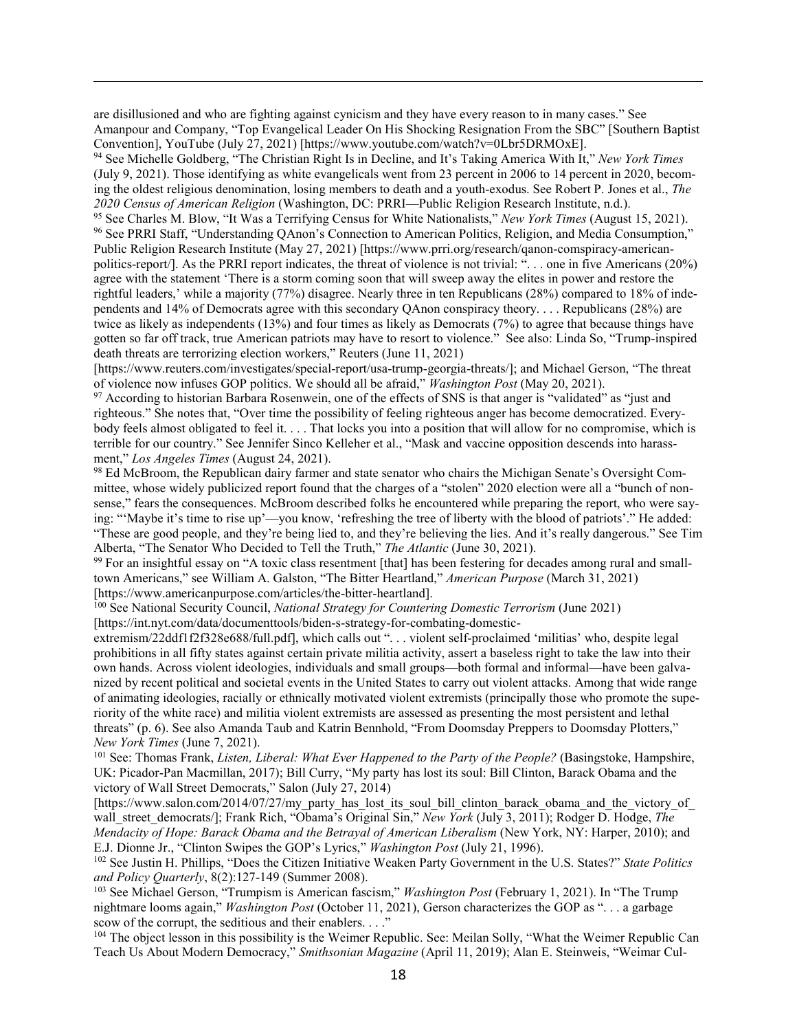are disillusioned and who are fighting against cynicism and they have every reason to in many cases." See Amanpour and Company, "Top Evangelical Leader On His Shocking Resignation From the SBC" [Southern Baptist Convention], YouTube (July 27, 2021) [https://www.youtube.com/watch?v=0Lbr5DRMOxE].

[94] See Michelle Goldberg, "The Christian Right Is in Decline, and It's Taking America With It," *New York Times* (July 9, 2021). Those identifying as white evangelicals went from 23 percent in 2006 to 14 percent in 2020, becoming the oldest religious denomination, losing members to death and a youth-exodus. See Robert P. Jones et al., *The 2020 Census of American Religion* (Washington, DC: PRRI—Public Religion Research Institute, n.d.).

[95] See Charles M. Blow, "It Was a Terrifying Census for White Nationalists," *New York Times* (August 15, 2021).

[96] See PRRI Staff, "Understanding QAnon's Connection to American Politics, Religion, and Media Consumption," Public Religion Research Institute (May 27, 2021) [https://www.prri.org/research/qanon-comspiracy-american-politics-report/]. As the PRRI report indicates, the threat of violence is not trivial: ". . . one in five Americans (20%) agree with the statement 'There is a storm coming soon that will sweep away the elites in power and restore the rightful leaders,' while a majority (77%) disagree. Nearly three in ten Republicans (28%) compared to 18% of independents and 14% of Democrats agree with this secondary QAnon conspiracy theory. . . . Republicans (28%) are twice as likely as independents (13%) and four times as likely as Democrats (7%) to agree that because things have gotten so far off track, true American patriots may have to resort to violence." See also: Linda So, "Trump-inspired death threats are terrorizing election workers," Reuters (June 11, 2021) [https://www.reuters.com/investigates/special-report/usa-trump-georgia-threats/]; and Michael Gerson, "The threat of violence now infuses GOP politics. We should all be afraid," *Washington Post* (May 20, 2021).

[97] According to historian Barbara Rosenwein, one of the effects of SNS is that anger is "validated" as "just and righteous." She notes that, "Over time the possibility of feeling righteous anger has become democratized. Everybody feels almost obligated to feel it. . . . That locks you into a position that will allow for no compromise, which is terrible for our country." See Jennifer Sinco Kelleher et al., "Mask and vaccine opposition descends into harassment," *Los Angeles Times* (August 24, 2021).

[98] Ed McBroom, the Republican dairy farmer and state senator who chairs the Michigan Senate's Oversight Committee, whose widely publicized report found that the charges of a "stolen" 2020 election were all a "bunch of nonsense," fears the consequences. McBroom described folks he encountered while preparing the report, who were saying: "'Maybe it's time to rise up'—you know, 'refreshing the tree of liberty with the blood of patriots'." He added: "These are good people, and they're being lied to, and they're believing the lies. And it's really dangerous." See Tim Alberta, "The Senator Who Decided to Tell the Truth," *The Atlantic* (June 30, 2021).

[99] For an insightful essay on "A toxic class resentment [that] has been festering for decades among rural and small-town Americans," see William A. Galston, "The Bitter Heartland," *American Purpose* (March 31, 2021) [https://www.americanpurpose.com/articles/the-bitter-heartland].

[100] See National Security Council, *National Strategy for Countering Domestic Terrorism* (June 2021) [https://int.nyt.com/data/documenttools/biden-s-strategy-for-combating-domestic-extremism/22ddf1f2f328e688/full.pdf], which calls out ". . . violent self-proclaimed 'militias' who, despite legal prohibitions in all fifty states against certain private militia activity, assert a baseless right to take the law into their own hands. Across violent ideologies, individuals and small groups—both formal and informal—have been galvanized by recent political and societal events in the United States to carry out violent attacks. Among that wide range of animating ideologies, racially or ethnically motivated violent extremists (principally those who promote the superiority of the white race) and militia violent extremists are assessed as presenting the most persistent and lethal threats" (p. 6). See also Amanda Taub and Katrin Bennhold, "From Doomsday Preppers to Doomsday Plotters," *New York Times* (June 7, 2021).

[101] See: Thomas Frank, *Listen, Liberal: What Ever Happened to the Party of the People?* (Basingstoke, Hampshire, UK: Picador-Pan Macmillan, 2017); Bill Curry, "My party has lost its soul: Bill Clinton, Barack Obama and the victory of Wall Street Democrats," Salon (July 27, 2014) [https://www.salon.com/2014/07/27/my_party_has_lost_its_soul_bill_clinton_barack_obama_and_the_victory_of_wall_street_democrats/]; Frank Rich, "Obama's Original Sin," *New York* (July 3, 2011); Rodger D. Hodge, *The Mendacity of Hope: Barack Obama and the Betrayal of American Liberalism* (New York, NY: Harper, 2010); and E.J. Dionne Jr., "Clinton Swipes the GOP's Lyrics," *Washington Post* (July 21, 1996).

[102] See Justin H. Phillips, "Does the Citizen Initiative Weaken Party Government in the U.S. States?" *State Politics and Policy Quarterly*, 8(2):127-149 (Summer 2008).

[103] See Michael Gerson, "Trumpism is American fascism," *Washington Post* (February 1, 2021). In "The Trump nightmare looms again," *Washington Post* (October 11, 2021), Gerson characterizes the GOP as ". . . a garbage scow of the corrupt, the seditious and their enablers. . . ."

[104] The object lesson in this possibility is the Weimer Republic. See: Meilan Solly, "What the Weimer Republic Can Teach Us About Modern Democracy," *Smithsonian Magazine* (April 11, 2019); Alan E. Steinweis, "Weimar Cul-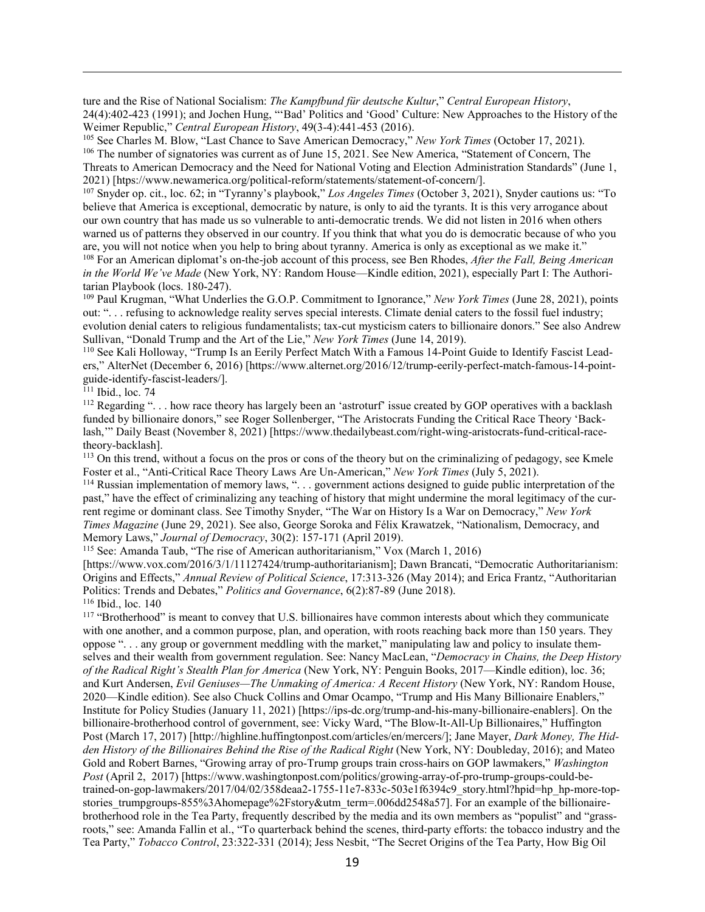ture and the Rise of National Socialism: *The Kampfbund für deutsche Kultur*," *Central European History*, 24(4):402-423 (1991); and Jochen Hung, "'Bad' Politics and 'Good' Culture: New Approaches to the History of the Weimer Republic," *Central European History*, 49(3-4):441-453 (2016).

[105] See Charles M. Blow, "Last Chance to Save American Democracy," *New York Times* (October 17, 2021).

[106] The number of signatories was current as of June 15, 2021. See New America, "Statement of Concern, The Threats to American Democracy and the Need for National Voting and Election Administration Standards" (June 1, 2021) [https://www.newamerica.org/political-reform/statements/statement-of-concern/].

[107] Snyder op. cit., loc. 62; in "Tyranny's playbook," *Los Angeles Times* (October 3, 2021), Snyder cautions us: "To believe that America is exceptional, democratic by nature, is only to aid the tyrants. It is this very arrogance about our own country that has made us so vulnerable to anti-democratic trends. We did not listen in 2016 when others warned us of patterns they observed in our country. If you think that what you do is democratic because of who you are, you will not notice when you help to bring about tyranny. America is only as exceptional as we make it."

[108] For an American diplomat's on-the-job account of this process, see Ben Rhodes, *After the Fall, Being American in the World We've Made* (New York, NY: Random House—Kindle edition, 2021), especially Part I: The Authoritarian Playbook (locs. 180-247).

[109] Paul Krugman, "What Underlies the G.O.P. Commitment to Ignorance," *New York Times* (June 28, 2021), points out: ". . . refusing to acknowledge reality serves special interests. Climate denial caters to the fossil fuel industry; evolution denial caters to religious fundamentalists; tax-cut mysticism caters to billionaire donors." See also Andrew Sullivan, "Donald Trump and the Art of the Lie," *New York Times* (June 14, 2019).

[110] See Kali Holloway, "Trump Is an Eerily Perfect Match With a Famous 14-Point Guide to Identify Fascist Leaders," AlterNet (December 6, 2016) [https://www.alternet.org/2016/12/trump-eerily-perfect-match-famous-14-point-guide-identify-fascist-leaders/].

[111] Ibid., loc. 74

[112] Regarding ". . . how race theory has largely been an 'astroturf' issue created by GOP operatives with a backlash funded by billionaire donors," see Roger Sollenberger, "The Aristocrats Funding the Critical Race Theory 'Backlash,'" Daily Beast (November 8, 2021) [https://www.thedailybeast.com/right-wing-aristocrats-fund-critical-race-theory-backlash].

[113] On this trend, without a focus on the pros or cons of the theory but on the criminalizing of pedagogy, see Kmele Foster et al., "Anti-Critical Race Theory Laws Are Un-American," *New York Times* (July 5, 2021).

[114] Russian implementation of memory laws, ". . . government actions designed to guide public interpretation of the past," have the effect of criminalizing any teaching of history that might undermine the moral legitimacy of the current regime or dominant class. See Timothy Snyder, "The War on History Is a War on Democracy," *New York Times Magazine* (June 29, 2021). See also, George Soroka and Félix Krawatzek, "Nationalism, Democracy, and Memory Laws," *Journal of Democracy*, 30(2): 157-171 (April 2019).

[115] See: Amanda Taub, "The rise of American authoritarianism," Vox (March 1, 2016) [https://www.vox.com/2016/3/1/11127424/trump-authoritarianism]; Dawn Brancati, "Democratic Authoritarianism: Origins and Effects," *Annual Review of Political Science*, 17:313-326 (May 2014); and Erica Frantz, "Authoritarian Politics: Trends and Debates," *Politics and Governance*, 6(2):87-89 (June 2018).

[116] Ibid., loc. 140

[117] "Brotherhood" is meant to convey that U.S. billionaires have common interests about which they communicate with one another, and a common purpose, plan, and operation, with roots reaching back more than 150 years. They oppose ". . . any group or government meddling with the market," manipulating law and policy to insulate themselves and their wealth from government regulation. See: Nancy MacLean, "*Democracy in Chains, the Deep History of the Radical Right's Stealth Plan for America* (New York, NY: Penguin Books, 2017—Kindle edition), loc. 36; and Kurt Andersen, *Evil Geniuses—The Unmaking of America: A Recent History* (New York, NY: Random House, 2020—Kindle edition). See also Chuck Collins and Omar Ocampo, "Trump and His Many Billionaire Enablers," Institute for Policy Studies (January 11, 2021) [https://ips-dc.org/trump-and-his-many-billionaire-enablers]. On the billionaire-brotherhood control of government, see: Vicky Ward, "The Blow-It-All-Up Billionaires," Huffington Post (March 17, 2017) [http://highline.huffingtonpost.com/articles/en/mercers/]; Jane Mayer, *Dark Money, The Hidden History of the Billionaires Behind the Rise of the Radical Right* (New York, NY: Doubleday, 2016); and Mateo Gold and Robert Barnes, "Growing array of pro-Trump groups train cross-hairs on GOP lawmakers," *Washington Post* (April 2, 2017) [https://www.washingtonpost.com/politics/growing-array-of-pro-trump-groups-could-be-trained-on-gop-lawmakers/2017/04/02/358deaa2-1755-11e7-833c-503e1f6394c9_story.html?hpid=hp_hp-more-top-stories_trumpgroups-855%3Ahomepage%2Fstory&utm_term=.006dd2548a57]. For an example of the billionaire-brotherhood role in the Tea Party, frequently described by the media and its own members as "populist" and "grassroots," see: Amanda Fallin et al., "To quarterback behind the scenes, third-party efforts: the tobacco industry and the Tea Party," *Tobacco Control*, 23:322-331 (2014); Jess Nesbit, "The Secret Origins of the Tea Party, How Big Oil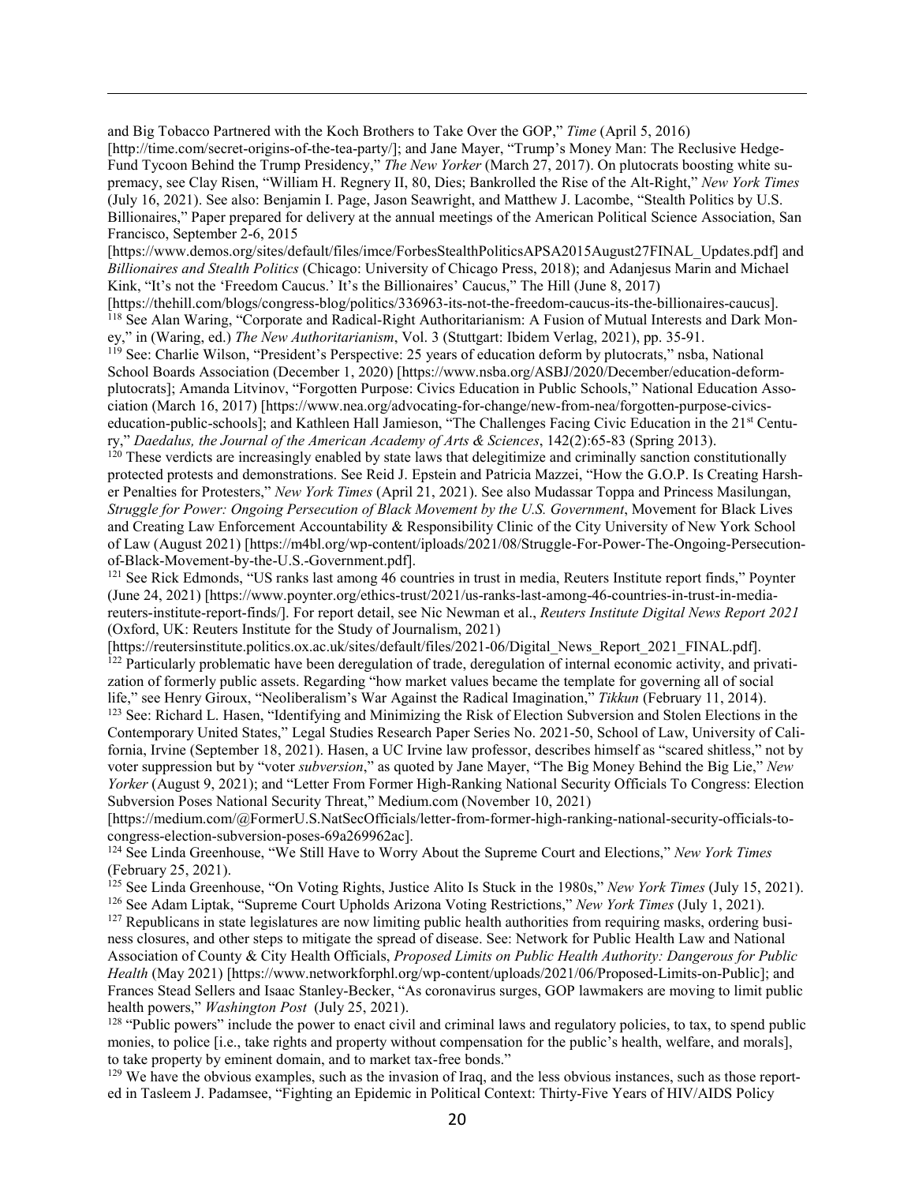and Big Tobacco Partnered with the Koch Brothers to Take Over the GOP," *Time* (April 5, 2016) [http://time.com/secret-origins-of-the-tea-party/]; and Jane Mayer, "Trump's Money Man: The Reclusive Hedge-Fund Tycoon Behind the Trump Presidency," *The New Yorker* (March 27, 2017). On plutocrats boosting white supremacy, see Clay Risen, "William H. Regnery II, 80, Dies; Bankrolled the Rise of the Alt-Right," *New York Times* (July 16, 2021). See also: Benjamin I. Page, Jason Seawright, and Matthew J. Lacombe, "Stealth Politics by U.S. Billionaires," Paper prepared for delivery at the annual meetings of the American Political Science Association, San Francisco, September 2-6, 2015 [https://www.demos.org/sites/default/files/imce/ForbesStealthPoliticsAPSA2015August27FINAL_Updates.pdf] and *Billionaires and Stealth Politics* (Chicago: University of Chicago Press, 2018); and Adanjesus Marin and Michael Kink, "It's not the 'Freedom Caucus.' It's the Billionaires' Caucus," The Hill (June 8, 2017) [https://thehill.com/blogs/congress-blog/politics/336963-its-not-the-freedom-caucus-its-the-billionaires-caucus].

[118] See Alan Waring, "Corporate and Radical-Right Authoritarianism: A Fusion of Mutual Interests and Dark Money," in (Waring, ed.) *The New Authoritarianism*, Vol. 3 (Stuttgart: Ibidem Verlag, 2021), pp. 35-91.

[119] See: Charlie Wilson, "President's Perspective: 25 years of education deform by plutocrats," nsba, National School Boards Association (December 1, 2020) [https://www.nsba.org/ASBJ/2020/December/education-deform-plutocrats]; Amanda Litvinov, "Forgotten Purpose: Civics Education in Public Schools," National Education Association (March 16, 2017) [https://www.nea.org/advocating-for-change/new-from-nea/forgotten-purpose-civics-education-public-schools]; and Kathleen Hall Jamieson, "The Challenges Facing Civic Education in the 21st Century," *Daedalus, the Journal of the American Academy of Arts & Sciences*, 142(2):65-83 (Spring 2013).

[120] These verdicts are increasingly enabled by state laws that delegitimize and criminally sanction constitutionally protected protests and demonstrations. See Reid J. Epstein and Patricia Mazzei, "How the G.O.P. Is Creating Harsher Penalties for Protesters," *New York Times* (April 21, 2021). See also Mudassar Toppa and Princess Masilungan, *Struggle for Power: Ongoing Persecution of Black Movement by the U.S. Government*, Movement for Black Lives and Creating Law Enforcement Accountability & Responsibility Clinic of the City University of New York School of Law (August 2021) [https://m4bl.org/wp-content/iploads/2021/08/Struggle-For-Power-The-Ongoing-Persecution-of-Black-Movement-by-the-U.S.-Government.pdf].

[121] See Rick Edmonds, "US ranks last among 46 countries in trust in media, Reuters Institute report finds," Poynter (June 24, 2021) [https://www.poynter.org/ethics-trust/2021/us-ranks-last-among-46-countries-in-trust-in-media-reuters-institute-report-finds/]. For report detail, see Nic Newman et al., *Reuters Institute Digital News Report 2021* (Oxford, UK: Reuters Institute for the Study of Journalism, 2021) [https://reutersinstitute.politics.ox.ac.uk/sites/default/files/2021-06/Digital_News_Report_2021_FINAL.pdf].

[122] Particularly problematic have been deregulation of trade, deregulation of internal economic activity, and privatization of formerly public assets. Regarding "how market values became the template for governing all of social life," see Henry Giroux, "Neoliberalism's War Against the Radical Imagination," *Tikkun* (February 11, 2014).

[123] See: Richard L. Hasen, "Identifying and Minimizing the Risk of Election Subversion and Stolen Elections in the Contemporary United States," Legal Studies Research Paper Series No. 2021-50, School of Law, University of California, Irvine (September 18, 2021). Hasen, a UC Irvine law professor, describes himself as "scared shitless," not by voter suppression but by "voter *subversion*," as quoted by Jane Mayer, "The Big Money Behind the Big Lie," *New Yorker* (August 9, 2021); and "Letter From Former High-Ranking National Security Officials To Congress: Election Subversion Poses National Security Threat," Medium.com (November 10, 2021) [https://medium.com/@FormerU.S.NatSecOfficials/letter-from-former-high-ranking-national-security-officials-to-congress-election-subversion-poses-69a269962ac].

[124] See Linda Greenhouse, "We Still Have to Worry About the Supreme Court and Elections," *New York Times* (February 25, 2021).

[125] See Linda Greenhouse, "On Voting Rights, Justice Alito Is Stuck in the 1980s," *New York Times* (July 15, 2021).

[126] See Adam Liptak, "Supreme Court Upholds Arizona Voting Restrictions," *New York Times* (July 1, 2021).

[127] Republicans in state legislatures are now limiting public health authorities from requiring masks, ordering business closures, and other steps to mitigate the spread of disease. See: Network for Public Health Law and National Association of County & City Health Officials, *Proposed Limits on Public Health Authority: Dangerous for Public Health* (May 2021) [https://www.networkforphl.org/wp-content/uploads/2021/06/Proposed-Limits-on-Public]; and Frances Stead Sellers and Isaac Stanley-Becker, "As coronavirus surges, GOP lawmakers are moving to limit public health powers," *Washington Post* (July 25, 2021).

[128] "Public powers" include the power to enact civil and criminal laws and regulatory policies, to tax, to spend public monies, to police [i.e., take rights and property without compensation for the public's health, welfare, and morals], to take property by eminent domain, and to market tax-free bonds."

[129] We have the obvious examples, such as the invasion of Iraq, and the less obvious instances, such as those reported in Tasleem J. Padamsee, "Fighting an Epidemic in Political Context: Thirty-Five Years of HIV/AIDS Policy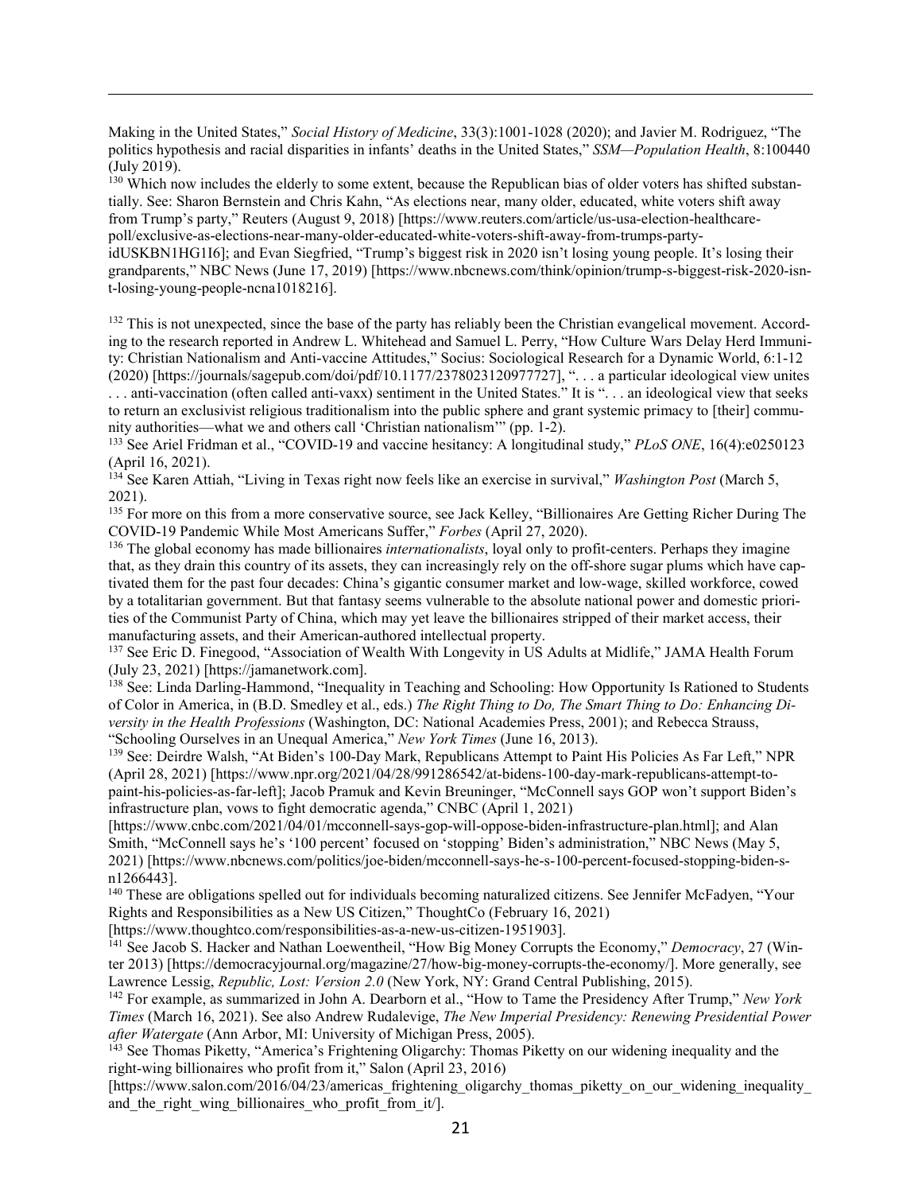Making in the United States," *Social History of Medicine*, 33(3):1001-1028 (2020); and Javier M. Rodriguez, "The politics hypothesis and racial disparities in infants' deaths in the United States," *SSM—Population Health*, 8:100440 (July 2019).

[130] Which now includes the elderly to some extent, because the Republican bias of older voters has shifted substantially. See: Sharon Bernstein and Chris Kahn, "As elections near, many older, educated, white voters shift away from Trump's party," Reuters (August 9, 2018) [https://www.reuters.com/article/us-usa-election-healthcare-poll/exclusive-as-elections-near-many-older-educated-white-voters-shift-away-from-trumps-party-idUSKBN1HG1I6]; and Evan Siegfried, "Trump's biggest risk in 2020 isn't losing young people. It's losing their grandparents," NBC News (June 17, 2019) [https://www.nbcnews.com/think/opinion/trump-s-biggest-risk-2020-isn-t-losing-young-people-ncna1018216].

[132] This is not unexpected, since the base of the party has reliably been the Christian evangelical movement. According to the research reported in Andrew L. Whitehead and Samuel L. Perry, "How Culture Wars Delay Herd Immunity: Christian Nationalism and Anti-vaccine Attitudes," Socius: Sociological Research for a Dynamic World, 6:1-12 (2020) [https://journals/sagepub.com/doi/pdf/10.1177/2378023120977727], ". . . a particular ideological view unites . . . anti-vaccination (often called anti-vaxx) sentiment in the United States." It is ". . . an ideological view that seeks to return an exclusivist religious traditionalism into the public sphere and grant systemic primacy to [their] community authorities—what we and others call 'Christian nationalism'" (pp. 1-2).

[133] See Ariel Fridman et al., "COVID-19 and vaccine hesitancy: A longitudinal study," *PLoS ONE*, 16(4):e0250123 (April 16, 2021).

[134] See Karen Attiah, "Living in Texas right now feels like an exercise in survival," *Washington Post* (March 5, 2021).

[135] For more on this from a more conservative source, see Jack Kelley, "Billionaires Are Getting Richer During The COVID-19 Pandemic While Most Americans Suffer," *Forbes* (April 27, 2020).

[136] The global economy has made billionaires *internationalists*, loyal only to profit-centers. Perhaps they imagine that, as they drain this country of its assets, they can increasingly rely on the off-shore sugar plums which have captivated them for the past four decades: China's gigantic consumer market and low-wage, skilled workforce, cowed by a totalitarian government. But that fantasy seems vulnerable to the absolute national power and domestic priorities of the Communist Party of China, which may yet leave the billionaires stripped of their market access, their manufacturing assets, and their American-authored intellectual property.

[137] See Eric D. Finegood, "Association of Wealth With Longevity in US Adults at Midlife," JAMA Health Forum (July 23, 2021) [https://jamanetwork.com].

[138] See: Linda Darling-Hammond, "Inequality in Teaching and Schooling: How Opportunity Is Rationed to Students of Color in America, in (B.D. Smedley et al., eds.) *The Right Thing to Do, The Smart Thing to Do: Enhancing Diversity in the Health Professions* (Washington, DC: National Academies Press, 2001); and Rebecca Strauss, "Schooling Ourselves in an Unequal America," *New York Times* (June 16, 2013).

[139] See: Deirdre Walsh, "At Biden's 100-Day Mark, Republicans Attempt to Paint His Policies As Far Left," NPR (April 28, 2021) [https://www.npr.org/2021/04/28/991286542/at-bidens-100-day-mark-republicans-attempt-to-paint-his-policies-as-far-left]; Jacob Pramuk and Kevin Breuninger, "McConnell says GOP won't support Biden's infrastructure plan, vows to fight democratic agenda," CNBC (April 1, 2021) [https://www.cnbc.com/2021/04/01/mcconnell-says-gop-will-oppose-biden-infrastructure-plan.html]; and Alan Smith, "McConnell says he's '100 percent' focused on 'stopping' Biden's administration," NBC News (May 5, 2021) [https://www.nbcnews.com/politics/joe-biden/mcconnell-says-he-s-100-percent-focused-stopping-biden-s-n1266443].

[140] These are obligations spelled out for individuals becoming naturalized citizens. See Jennifer McFadyen, "Your Rights and Responsibilities as a New US Citizen," ThoughtCo (February 16, 2021) [https://www.thoughtco.com/responsibilities-as-a-new-us-citizen-1951903].

[141] See Jacob S. Hacker and Nathan Loewentheil, "How Big Money Corrupts the Economy," *Democracy*, 27 (Winter 2013) [https://democracyjournal.org/magazine/27/how-big-money-corrupts-the-economy/]. More generally, see Lawrence Lessig, *Republic, Lost: Version 2.0* (New York, NY: Grand Central Publishing, 2015).

[142] For example, as summarized in John A. Dearborn et al., "How to Tame the Presidency After Trump," *New York Times* (March 16, 2021). See also Andrew Rudalevige, *The New Imperial Presidency: Renewing Presidential Power after Watergate* (Ann Arbor, MI: University of Michigan Press, 2005).

[143] See Thomas Piketty, "America's Frightening Oligarchy: Thomas Piketty on our widening inequality and the right-wing billionaires who profit from it," Salon (April 23, 2016) [https://www.salon.com/2016/04/23/americas_frightening_oligarchy_thomas_piketty_on_our_widening_inequality_and_the_right_wing_billionaires_who_profit_from_it/].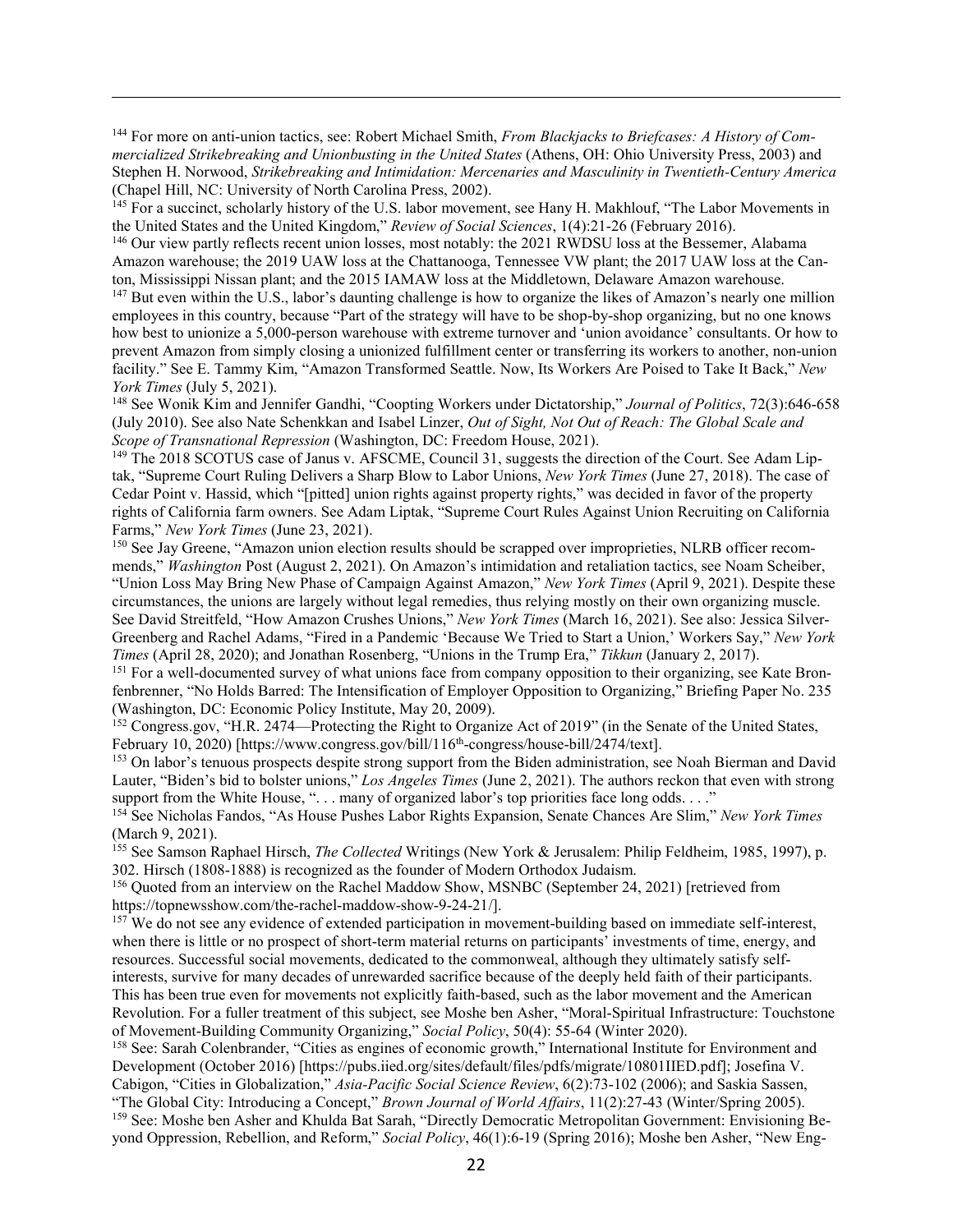[144] For more on anti-union tactics, see: Robert Michael Smith, *From Blackjacks to Briefcases: A History of Commercialized Strikebreaking and Unionbusting in the United States* (Athens, OH: Ohio University Press, 2003) and Stephen H. Norwood, *Strikebreaking and Intimidation: Mercenaries and Masculinity in Twentieth-Century America* (Chapel Hill, NC: University of North Carolina Press, 2002).

[145] For a succinct, scholarly history of the U.S. labor movement, see Hany H. Makhlouf, "The Labor Movements in the United States and the United Kingdom," *Review of Social Sciences*, 1(4):21-26 (February 2016).

[146] Our view partly reflects recent union losses, most notably: the 2021 RWDSU loss at the Bessemer, Alabama Amazon warehouse; the 2019 UAW loss at the Chattanooga, Tennessee VW plant; the 2017 UAW loss at the Canton, Mississippi Nissan plant; and the 2015 IAMAW loss at the Middletown, Delaware Amazon warehouse.

[147] But even within the U.S., labor's daunting challenge is how to organize the likes of Amazon's nearly one million employees in this country, because "Part of the strategy will have to be shop-by-shop organizing, but no one knows how best to unionize a 5,000-person warehouse with extreme turnover and 'union avoidance' consultants. Or how to prevent Amazon from simply closing a unionized fulfillment center or transferring its workers to another, non-union facility." See E. Tammy Kim, "Amazon Transformed Seattle. Now, Its Workers Are Poised to Take It Back," *New York Times* (July 5, 2021).

[148] See Wonik Kim and Jennifer Gandhi, "Coopting Workers under Dictatorship," *Journal of Politics*, 72(3):646-658 (July 2010). See also Nate Schenkkan and Isabel Linzer, *Out of Sight, Not Out of Reach: The Global Scale and Scope of Transnational Repression* (Washington, DC: Freedom House, 2021).

[149] The 2018 SCOTUS case of Janus v. AFSCME, Council 31, suggests the direction of the Court. See Adam Liptak, "Supreme Court Ruling Delivers a Sharp Blow to Labor Unions, *New York Times* (June 27, 2018). The case of Cedar Point v. Hassid, which "[pitted] union rights against property rights," was decided in favor of the property rights of California farm owners. See Adam Liptak, "Supreme Court Rules Against Union Recruiting on California Farms," *New York Times* (June 23, 2021).

[150] See Jay Greene, "Amazon union election results should be scrapped over improprieties, NLRB officer recommends," *Washington* Post (August 2, 2021). On Amazon's intimidation and retaliation tactics, see Noam Scheiber, "Union Loss May Bring New Phase of Campaign Against Amazon," *New York Times* (April 9, 2021). Despite these circumstances, the unions are largely without legal remedies, thus relying mostly on their own organizing muscle. See David Streitfeld, "How Amazon Crushes Unions," *New York Times* (March 16, 2021). See also: Jessica Silver-Greenberg and Rachel Adams, "Fired in a Pandemic 'Because We Tried to Start a Union,' Workers Say," *New York Times* (April 28, 2020); and Jonathan Rosenberg, "Unions in the Trump Era," *Tikkun* (January 2, 2017).

[151] For a well-documented survey of what unions face from company opposition to their organizing, see Kate Bronfenbrenner, "No Holds Barred: The Intensification of Employer Opposition to Organizing," Briefing Paper No. 235 (Washington, DC: Economic Policy Institute, May 20, 2009).

[152] Congress.gov, "H.R. 2474—Protecting the Right to Organize Act of 2019" (in the Senate of the United States, February 10, 2020) [https://www.congress.gov/bill/116th-congress/house-bill/2474/text].

[153] On labor's tenuous prospects despite strong support from the Biden administration, see Noah Bierman and David Lauter, "Biden's bid to bolster unions," *Los Angeles Times* (June 2, 2021). The authors reckon that even with strong support from the White House, ". . . many of organized labor's top priorities face long odds. . . ."

[154] See Nicholas Fandos, "As House Pushes Labor Rights Expansion, Senate Chances Are Slim," *New York Times* (March 9, 2021).

[155] See Samson Raphael Hirsch, *The Collected* Writings (New York & Jerusalem: Philip Feldheim, 1985, 1997), p. 302. Hirsch (1808-1888) is recognized as the founder of Modern Orthodox Judaism.

[156] Quoted from an interview on the Rachel Maddow Show, MSNBC (September 24, 2021) [retrieved from https://topnewsshow.com/the-rachel-maddow-show-9-24-21/].

[157] We do not see any evidence of extended participation in movement-building based on immediate self-interest, when there is little or no prospect of short-term material returns on participants' investments of time, energy, and resources. Successful social movements, dedicated to the commonweal, although they ultimately satisfy self-interests, survive for many decades of unrewarded sacrifice because of the deeply held faith of their participants. This has been true even for movements not explicitly faith-based, such as the labor movement and the American Revolution. For a fuller treatment of this subject, see Moshe ben Asher, "Moral-Spiritual Infrastructure: Touchstone of Movement-Building Community Organizing," *Social Policy*, 50(4): 55-64 (Winter 2020).

[158] See: Sarah Colenbrander, "Cities as engines of economic growth," International Institute for Environment and Development (October 2016) [https://pubs.iied.org/sites/default/files/pdfs/migrate/10801IIED.pdf]; Josefina V. Cabigon, "Cities in Globalization," *Asia-Pacific Social Science Review*, 6(2):73-102 (2006); and Saskia Sassen, "The Global City: Introducing a Concept," *Brown Journal of World Affairs*, 11(2):27-43 (Winter/Spring 2005).

[159] See: Moshe ben Asher and Khulda Bat Sarah, "Directly Democratic Metropolitan Government: Envisioning Beyond Oppression, Rebellion, and Reform," *Social Policy*, 46(1):6-19 (Spring 2016); Moshe ben Asher, "New Eng-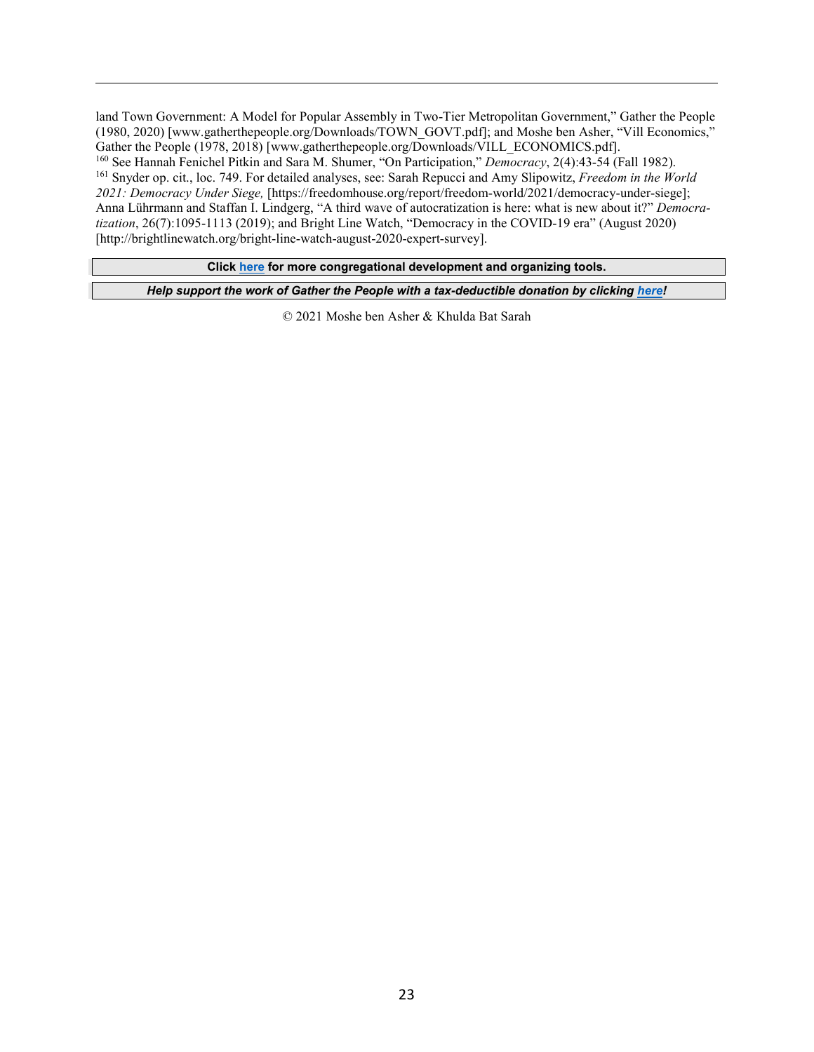land Town Government: A Model for Popular Assembly in Two-Tier Metropolitan Government," Gather the People (1980, 2020) [www.gatherthepeople.org/Downloads/TOWN_GOVT.pdf]; and Moshe ben Asher, "Vill Economics," Gather the People (1978, 2018) [www.gatherthepeople.org/Downloads/VILL_ECONOMICS.pdf].

[160] See Hannah Fenichel Pitkin and Sara M. Shumer, "On Participation," *Democracy*, 2(4):43-54 (Fall 1982).

[161] Snyder op. cit., loc. 749. For detailed analyses, see: Sarah Repucci and Amy Slipowitz, *Freedom in the World 2021: Democracy Under Siege,* [https://freedomhouse.org/report/freedom-world/2021/democracy-under-siege]; Anna Lührmann and Staffan I. Lindgerg, "A third wave of autocratization is here: what is new about it?" *Democratization*, 26(7):1095-1113 (2019); and Bright Line Watch, "Democracy in the COVID-19 era" (August 2020) [http://brightlinewatch.org/bright-line-watch-august-2020-expert-survey].

**Click here for more congregational development and organizing tools.**

***Help support the work of Gather the People with a tax-deductible donation by clicking here!***

© 2021 Moshe ben Asher & Khulda Bat Sarah